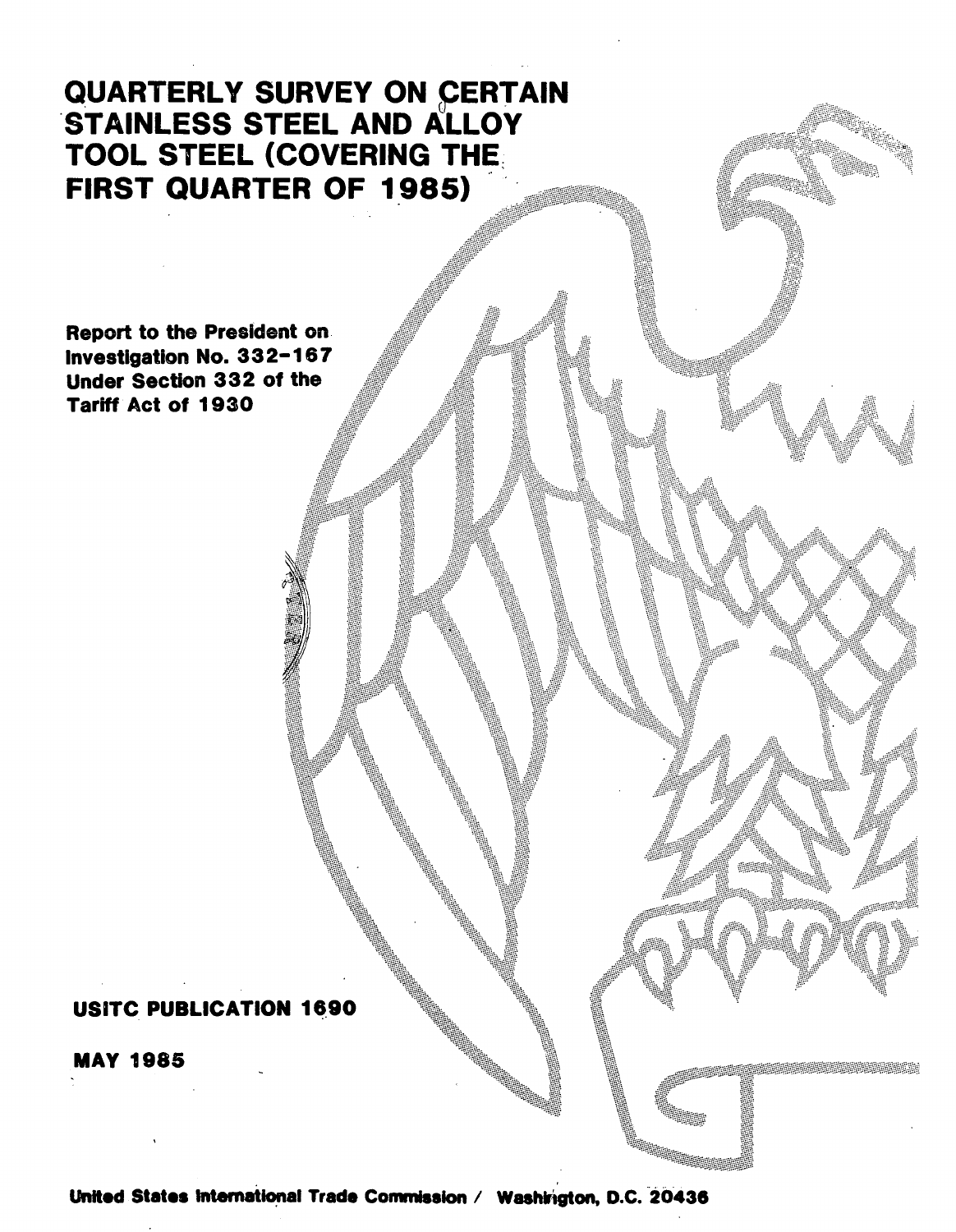# QUARTERLY SURVEY ON CERTAIN STAINLESS STEEL AND ALLOY TOOL STEEL (COVERING THE FIRST QUARTER OF 1985)

Report to the President on Investigation No. 332-167 Under Section 332 of the Tariff Act of 1930

USITC PUBLICATION 1690

MAY 1985

United States International Trade Commission / Washington, D.C. 20436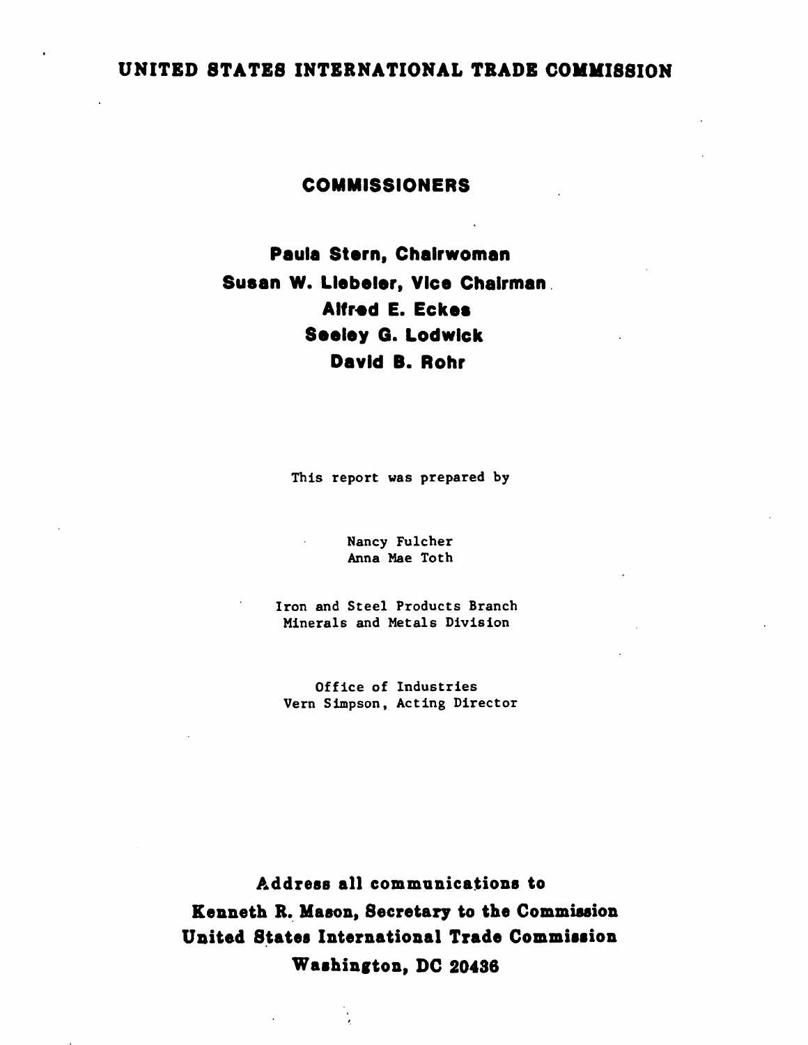# UNITED STATES INTERNATIONAL TRADE COMMISSION

## COMMISSIONERS

**Paula Stern, Chairwoman**
**Susan W. Liebeler, Vice Chairman**
**Alfred E. Eckes**
**Seeley G. Lodwick**
**David B. Rohr**

This report was prepared by

Nancy Fulcher
Anna Mae Toth

Iron and Steel Products Branch
Minerals and Metals Division

Office of Industries
Vern Simpson, Acting Director

**Address all communications to**
**Kenneth R. Mason, Secretary to the Commission**
**United States International Trade Commission**
**Washington, DC 20436**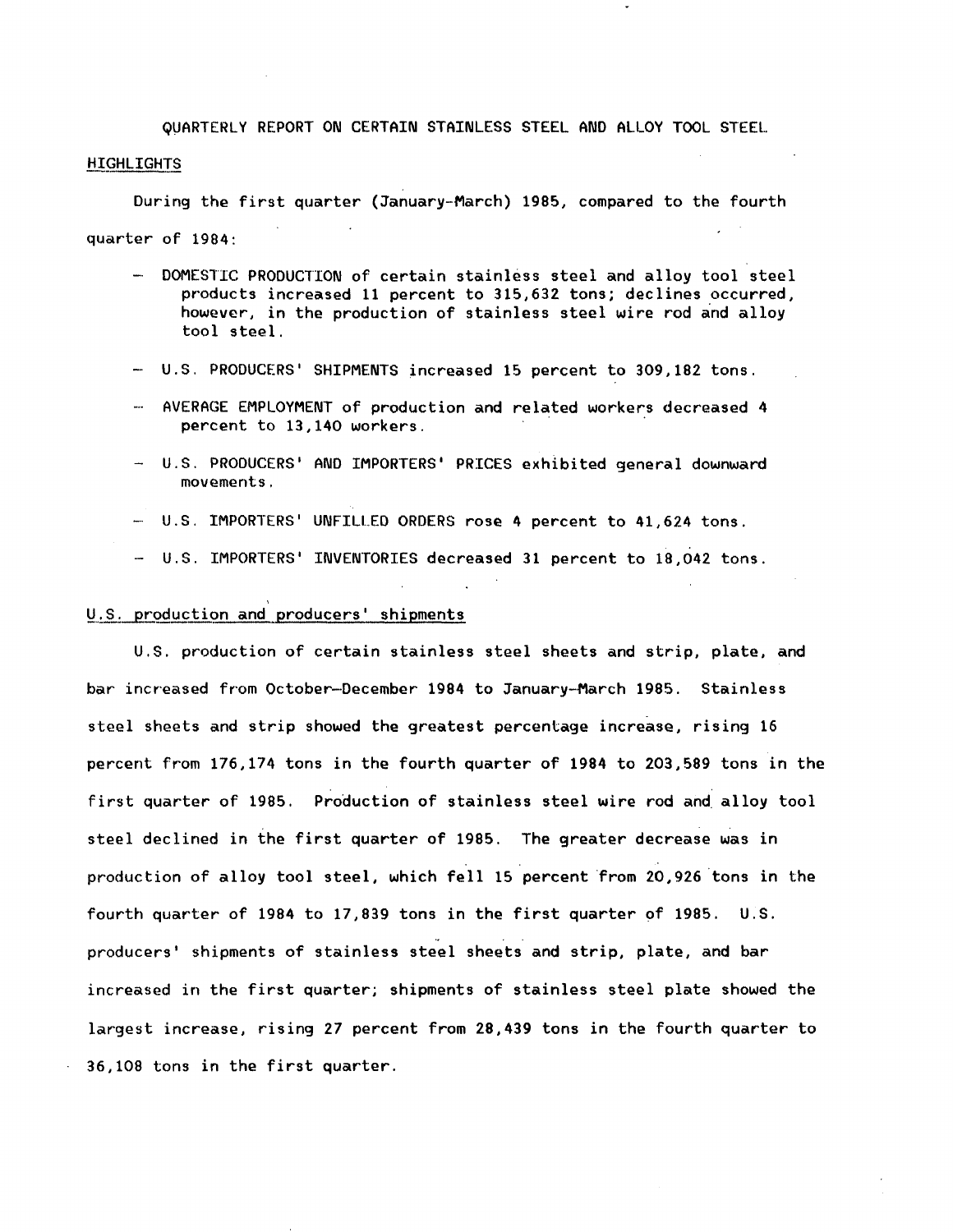# QUARTERLY REPORT ON CERTAIN STAINLESS STEEL AND ALLOY TOOL STEEL

## HIGHLIGHTS

During the first quarter (January-March) 1985, compared to the fourth quarter of 1984:

- DOMESTIC PRODUCTION of certain stainless steel and alloy tool steel products increased 11 percent to 315,632 tons; declines occurred, however, in the production of stainless steel wire rod and alloy tool steel.
- U.S. PRODUCERS' SHIPMENTS increased 15 percent to 309,182 tons.
- AVERAGE EMPLOYMENT of production and related workers decreased 4 percent to 13,140 workers.
- U.S. PRODUCERS' AND IMPORTERS' PRICES exhibited general downward movements.
- U.S. IMPORTERS' UNFILLED ORDERS rose 4 percent to 41,624 tons.
- U.S. IMPORTERS' INVENTORIES decreased 31 percent to 18,042 tons.

## U.S. production and producers' shipments

U.S. production of certain stainless steel sheets and strip, plate, and bar increased from October-December 1984 to January-March 1985. Stainless steel sheets and strip showed the greatest percentage increase, rising 16 percent from 176,174 tons in the fourth quarter of 1984 to 203,589 tons in the first quarter of 1985. Production of stainless steel wire rod and alloy tool steel declined in the first quarter of 1985. The greater decrease was in production of alloy tool steel, which fell 15 percent from 20,926 tons in the fourth quarter of 1984 to 17,839 tons in the first quarter of 1985. U.S. producers' shipments of stainless steel sheets and strip, plate, and bar increased in the first quarter; shipments of stainless steel plate showed the largest increase, rising 27 percent from 28,439 tons in the fourth quarter to 36,108 tons in the first quarter.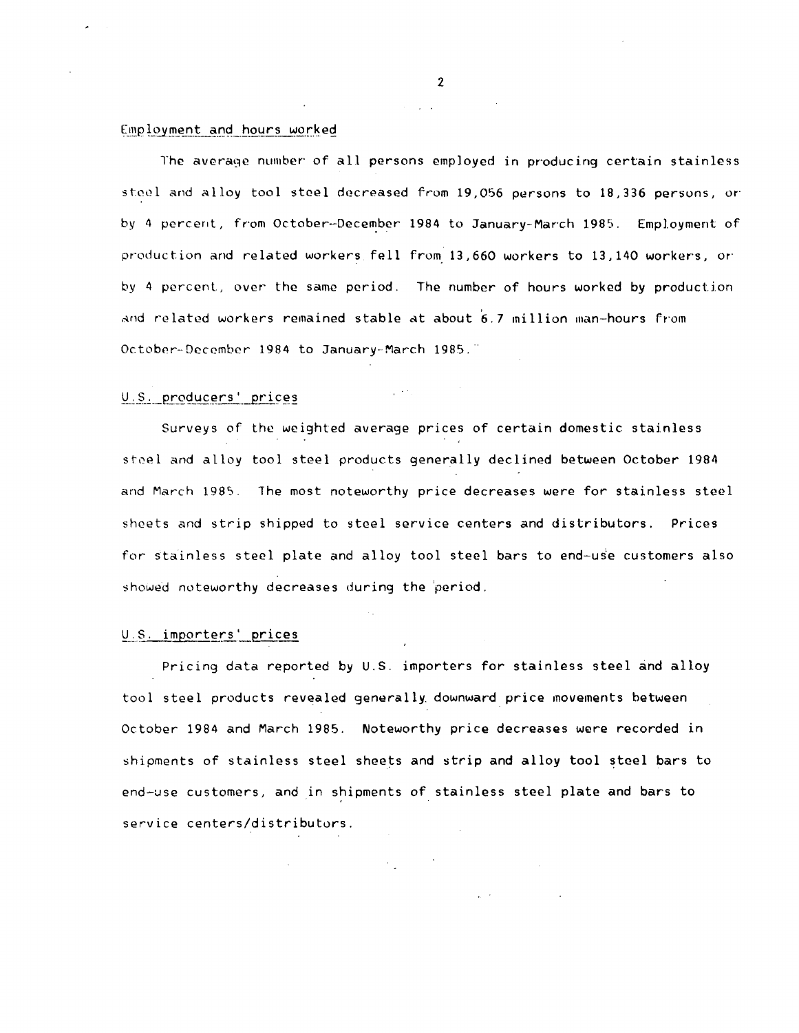## Employment and hours worked

The average number of all persons employed in producing certain stainless steel and alloy tool steel decreased from 19,056 persons to 18,336 persons, or by 4 percent, from October-December 1984 to January-March 1985. Employment of production and related workers fell from 13,660 workers to 13,140 workers, or by 4 percent, over the same period. The number of hours worked by production and related workers remained stable at about 6.7 million man-hours from October-December 1984 to January-March 1985.

## U.S. producers' prices

Surveys of the weighted average prices of certain domestic stainless steel and alloy tool steel products generally declined between October 1984 and March 1985. The most noteworthy price decreases were for stainless steel sheets and strip shipped to steel service centers and distributors. Prices for stainless steel plate and alloy tool steel bars to end-use customers also showed noteworthy decreases during the period.

## U.S. importers' prices

Pricing data reported by U.S. importers for stainless steel and alloy tool steel products revealed generally downward price movements between October 1984 and March 1985. Noteworthy price decreases were recorded in shipments of stainless steel sheets and strip and alloy tool steel bars to end-use customers, and in shipments of stainless steel plate and bars to service centers/distributors.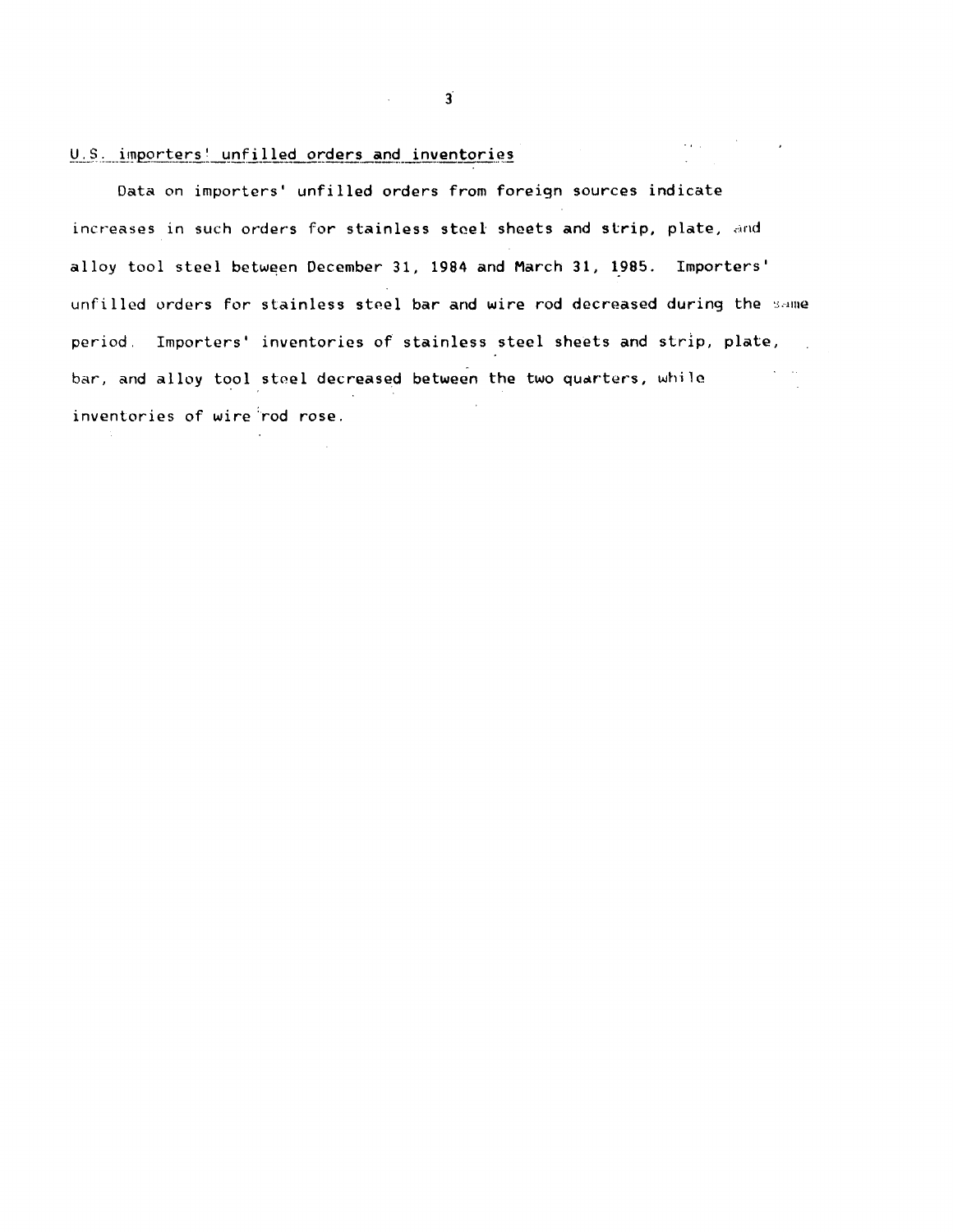## U.S. importers' unfilled orders and inventories

Data on importers' unfilled orders from foreign sources indicate increases in such orders for stainless steel sheets and strip, plate, and alloy tool steel between December 31, 1984 and March 31, 1985. Importers' unfilled orders for stainless steel bar and wire rod decreased during the same period. Importers' inventories of stainless steel sheets and strip, plate, bar, and alloy tool steel decreased between the two quarters, while inventories of wire rod rose.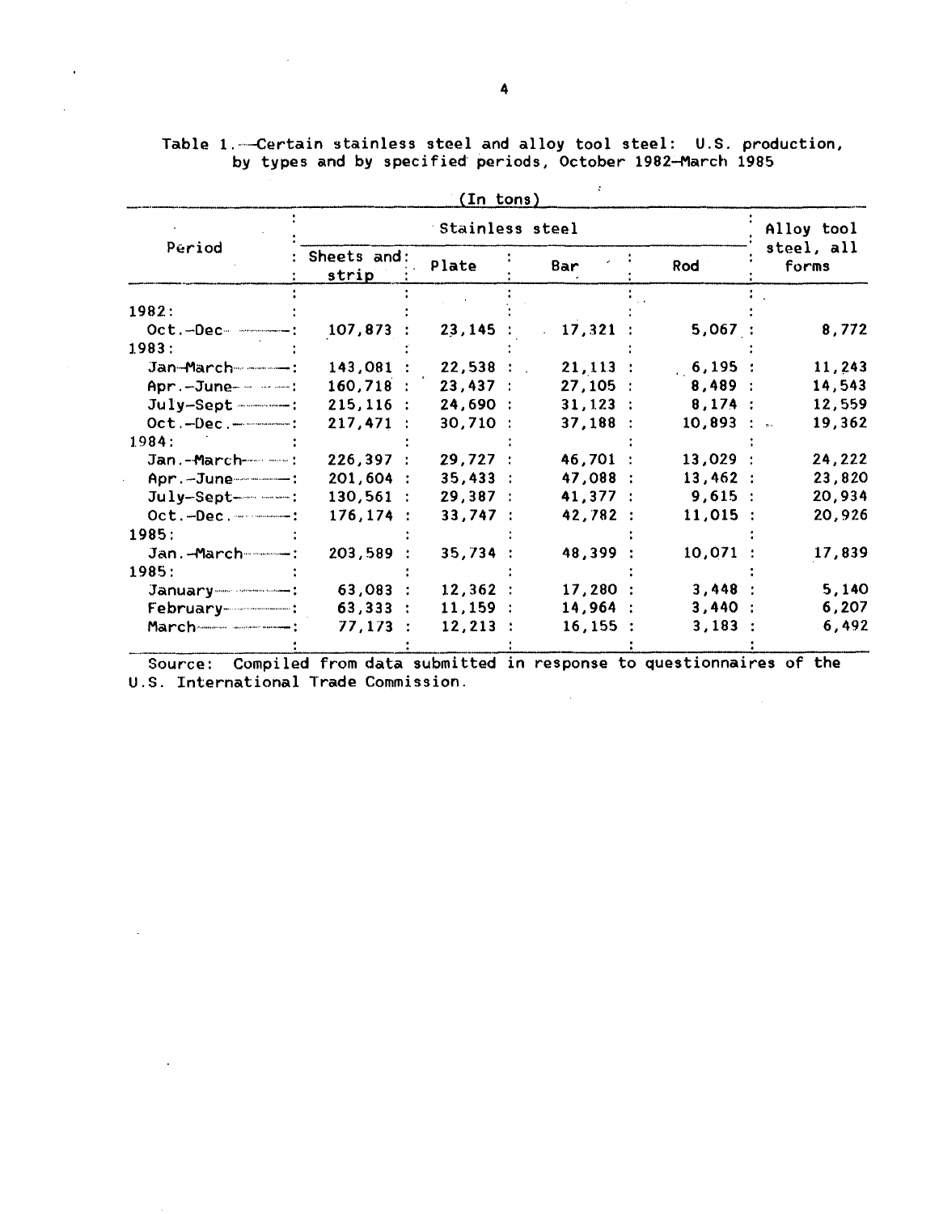Table 1.—Certain stainless steel and alloy tool steel: U.S. production, by types and by specified periods, October 1982–March 1985

(In tons)

| Period | Stainless steel | | | | Alloy tool steel, all forms |
|---|---|---|---|---|---|
| | Sheets and strip | Plate | Bar | Rod | |
| 1982: | | | | | |
| Oct.–Dec. | 107,873 | 23,145 | 17,321 | 5,067 | 8,772 |
| 1983: | | | | | |
| Jan–March | 143,081 | 22,538 | 21,113 | 6,195 | 11,243 |
| Apr.–June | 160,718 | 23,437 | 27,105 | 8,489 | 14,543 |
| July–Sept | 215,116 | 24,690 | 31,123 | 8,174 | 12,559 |
| Oct.–Dec. | 217,471 | 30,710 | 37,188 | 10,893 | 19,362 |
| 1984: | | | | | |
| Jan.–March | 226,397 | 29,727 | 46,701 | 13,029 | 24,222 |
| Apr.–June | 201,604 | 35,433 | 47,088 | 13,462 | 23,820 |
| July–Sept | 130,561 | 29,387 | 41,377 | 9,615 | 20,934 |
| Oct.–Dec. | 176,174 | 33,747 | 42,782 | 11,015 | 20,926 |
| 1985: | | | | | |
| Jan.–March | 203,589 | 35,734 | 48,399 | 10,071 | 17,839 |
| 1985: | | | | | |
| January | 63,083 | 12,362 | 17,280 | 3,448 | 5,140 |
| February | 63,333 | 11,159 | 14,964 | 3,440 | 6,207 |
| March | 77,173 | 12,213 | 16,155 | 3,183 | 6,492 |

Source: Compiled from data submitted in response to questionnaires of the U.S. International Trade Commission.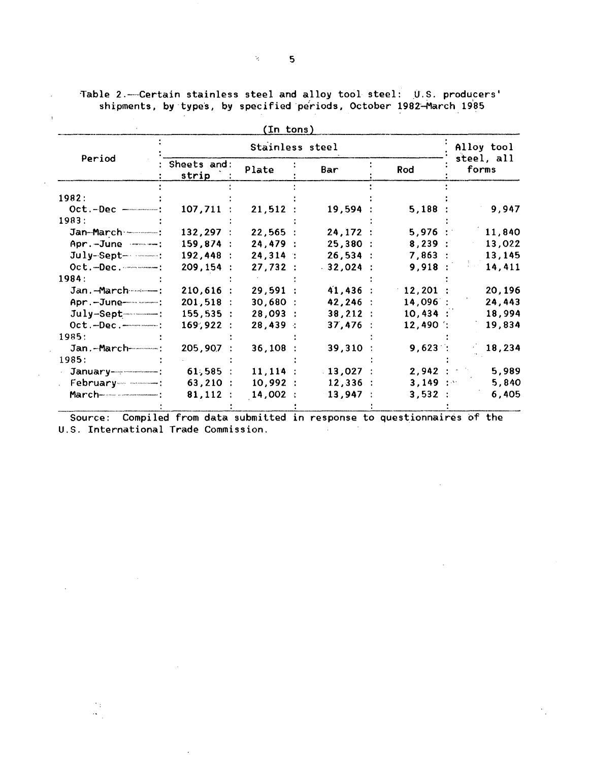Table 2.—Certain stainless steel and alloy tool steel: U.S. producers' shipments, by types, by specified periods, October 1982–March 1985

(In tons)

| Period | Stainless steel | | | | Alloy tool steel, all forms |
|---|---|---|---|---|---|
| | Sheets and strip | Plate | Bar | Rod | |
| 1982: | | | | | |
| Oct.-Dec | 107,711 | 21,512 | 19,594 | 5,188 | 9,947 |
| 1983: | | | | | |
| Jan-March | 132,297 | 22,565 | 24,172 | 5,976 | 11,840 |
| Apr.-June | 159,874 | 24,479 | 25,380 | 8,239 | 13,022 |
| July-Sept | 192,448 | 24,314 | 26,534 | 7,863 | 13,145 |
| Oct.-Dec. | 209,154 | 27,732 | 32,024 | 9,918 | 14,411 |
| 1984: | | | | | |
| Jan.-March | 210,616 | 29,591 | 41,436 | 12,201 | 20,196 |
| Apr.-June | 201,518 | 30,680 | 42,246 | 14,096 | 24,443 |
| July-Sept | 155,535 | 28,093 | 38,212 | 10,434 | 18,994 |
| Oct.-Dec. | 169,922 | 28,439 | 37,476 | 12,490 | 19,834 |
| 1985: | | | | | |
| Jan.-March | 205,907 | 36,108 | 39,310 | 9,623 | 18,234 |
| 1985: | | | | | |
| January | 61,585 | 11,114 | 13,027 | 2,942 | 5,989 |
| February | 63,210 | 10,992 | 12,336 | 3,149 | 5,840 |
| March | 81,112 | 14,002 | 13,947 | 3,532 | 6,405 |

Source: Compiled from data submitted in response to questionnaires of the U.S. International Trade Commission.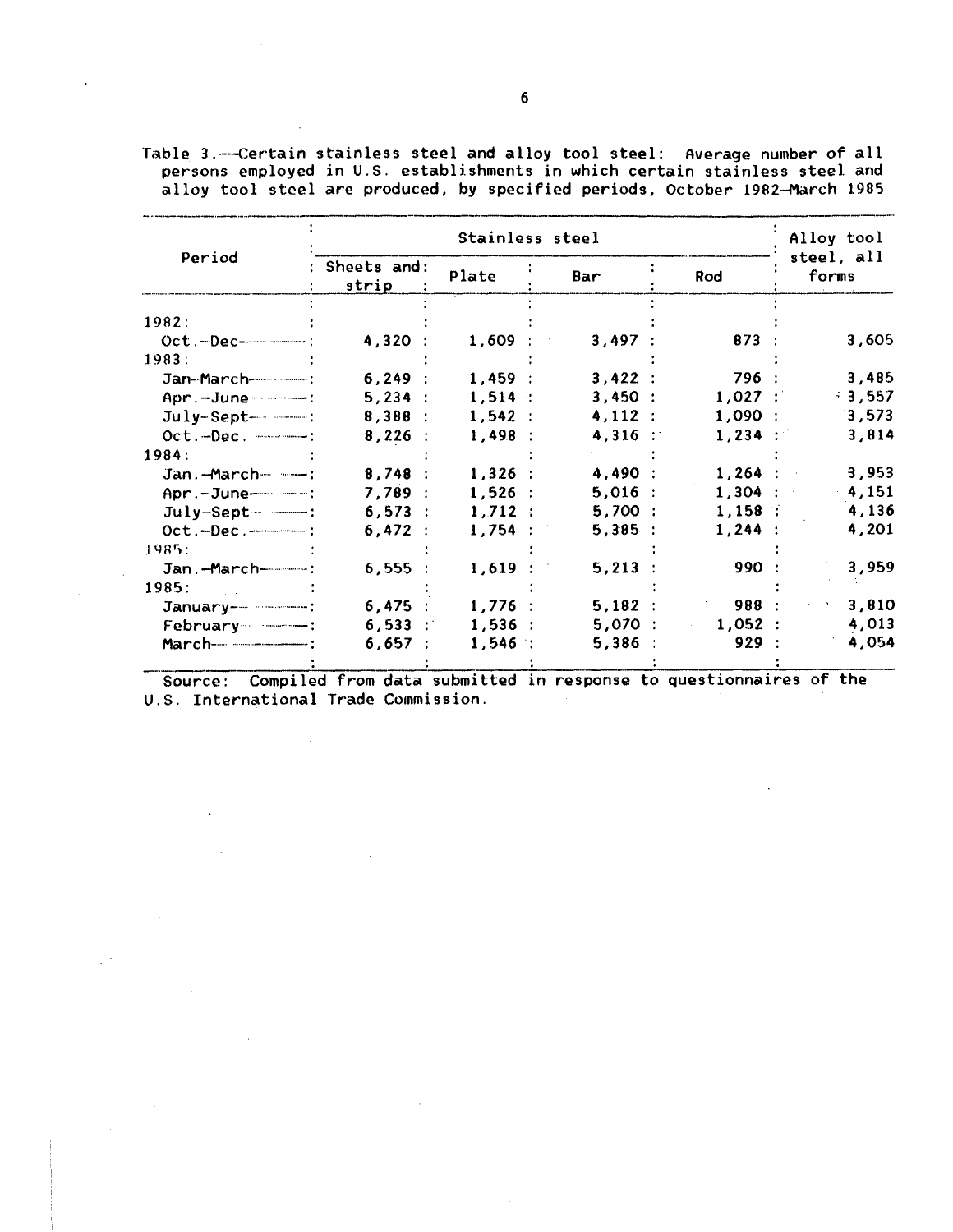Table 3.--Certain stainless steel and alloy tool steel: Average number of all persons employed in U.S. establishments in which certain stainless steel and alloy tool steel are produced, by specified periods, October 1982-March 1985

| Period | Stainless steel | | | | Alloy tool steel, all forms |
|---|---|---|---|---|---|
| | Sheets and strip | Plate | Bar | Rod | |
| 1982: | | | | | |
| Oct.-Dec. | 4,320 | 1,609 | 3,497 | 873 | 3,605 |
| 1983: | | | | | |
| Jan-March | 6,249 | 1,459 | 3,422 | 796 | 3,485 |
| Apr.-June | 5,234 | 1,514 | 3,450 | 1,027 | 3,557 |
| July-Sept. | 8,388 | 1,542 | 4,112 | 1,090 | 3,573 |
| Oct.-Dec. | 8,226 | 1,498 | 4,316 | 1,234 | 3,814 |
| 1984: | | | | | |
| Jan.-March | 8,748 | 1,326 | 4,490 | 1,264 | 3,953 |
| Apr.-June | 7,789 | 1,526 | 5,016 | 1,304 | 4,151 |
| July-Sept. | 6,573 | 1,712 | 5,700 | 1,158 | 4,136 |
| Oct.-Dec. | 6,472 | 1,754 | 5,385 | 1,244 | 4,201 |
| 1985: | | | | | |
| Jan.-March | 6,555 | 1,619 | 5,213 | 990 | 3,959 |
| 1985: | | | | | |
| January | 6,475 | 1,776 | 5,182 | 988 | 3,810 |
| February | 6,533 | 1,536 | 5,070 | 1,052 | 4,013 |
| March | 6,657 | 1,546 | 5,386 | 929 | 4,054 |

Source: Compiled from data submitted in response to questionnaires of the U.S. International Trade Commission.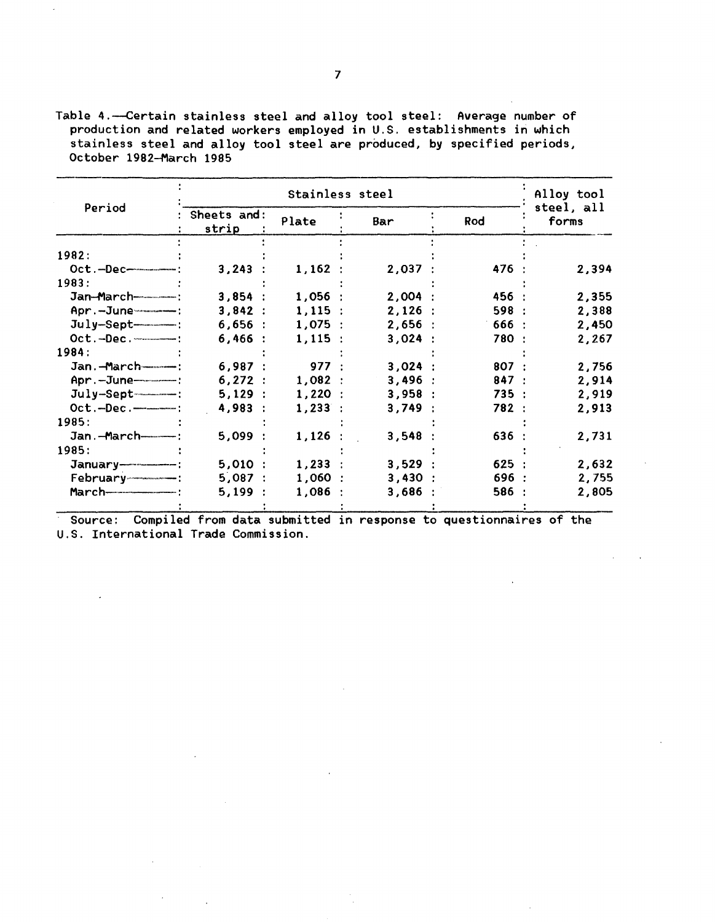Table 4.—Certain stainless steel and alloy tool steel: Average number of production and related workers employed in U.S. establishments in which stainless steel and alloy tool steel are produced, by specified periods, October 1982–March 1985

| Period | Stainless steel | | | | Alloy tool steel, all forms |
|---|---|---|---|---|---|
| | Sheets and strip | Plate | Bar | Rod | |
| 1982: | | | | | |
| Oct.–Dec. | 3,243 | 1,162 | 2,037 | 476 | 2,394 |
| 1983: | | | | | |
| Jan–March | 3,854 | 1,056 | 2,004 | 456 | 2,355 |
| Apr.–June | 3,842 | 1,115 | 2,126 | 598 | 2,388 |
| July–Sept | 6,656 | 1,075 | 2,656 | 666 | 2,450 |
| Oct.–Dec. | 6,466 | 1,115 | 3,024 | 780 | 2,267 |
| 1984: | | | | | |
| Jan.–March | 6,987 | 977 | 3,024 | 807 | 2,756 |
| Apr.–June | 6,272 | 1,082 | 3,496 | 847 | 2,914 |
| July–Sept | 5,129 | 1,220 | 3,958 | 735 | 2,919 |
| Oct.–Dec. | 4,983 | 1,233 | 3,749 | 782 | 2,913 |
| 1985: | | | | | |
| Jan.–March | 5,099 | 1,126 | 3,548 | 636 | 2,731 |
| 1985: | | | | | |
| January | 5,010 | 1,233 | 3,529 | 625 | 2,632 |
| February | 5,087 | 1,060 | 3,430 | 696 | 2,755 |
| March | 5,199 | 1,086 | 3,686 | 586 | 2,805 |

Source: Compiled from data submitted in response to questionnaires of the U.S. International Trade Commission.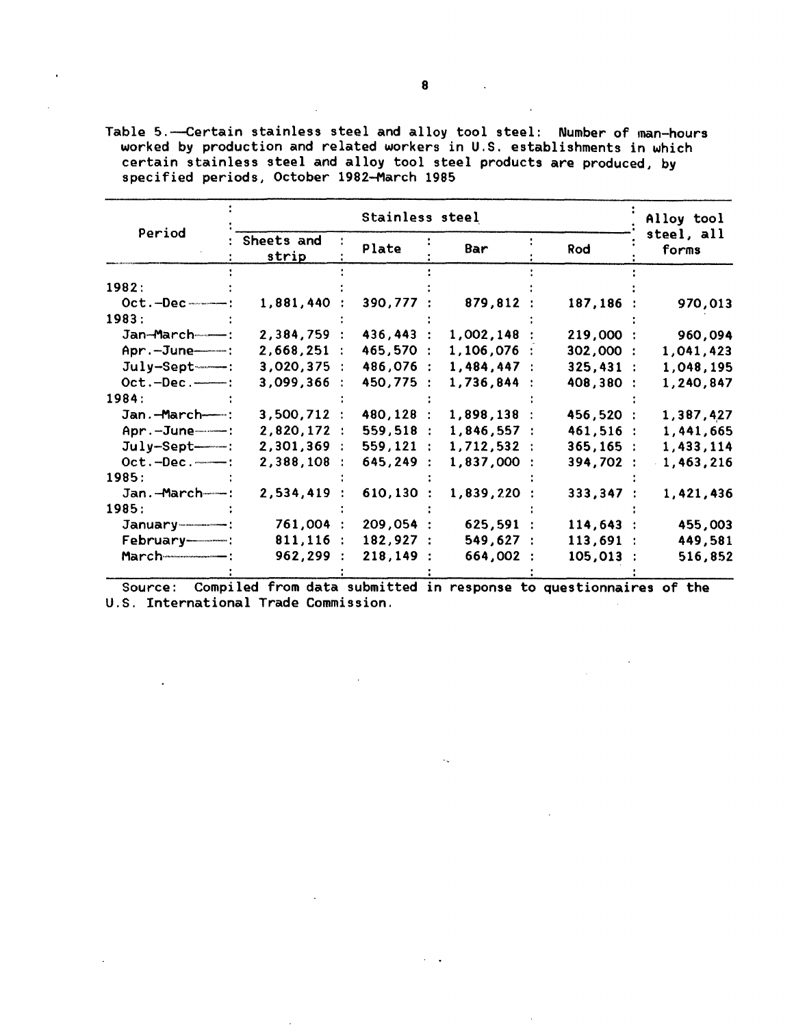Table 5.—Certain stainless steel and alloy tool steel: Number of man-hours worked by production and related workers in U.S. establishments in which certain stainless steel and alloy tool steel products are produced, by specified periods, October 1982–March 1985

| Period | Stainless steel | | | | Alloy tool steel, all forms |
|---|---|---|---|---|---|
| | Sheets and strip | Plate | Bar | Rod | |
| 1982: | | | | | |
| Oct.–Dec | 1,881,440 | 390,777 | 879,812 | 187,186 | 970,013 |
| 1983: | | | | | |
| Jan–March | 2,384,759 | 436,443 | 1,002,148 | 219,000 | 960,094 |
| Apr.–June | 2,668,251 | 465,570 | 1,106,076 | 302,000 | 1,041,423 |
| July–Sept | 3,020,375 | 486,076 | 1,484,447 | 325,431 | 1,048,195 |
| Oct.–Dec. | 3,099,366 | 450,775 | 1,736,844 | 408,380 | 1,240,847 |
| 1984: | | | | | |
| Jan.–March | 3,500,712 | 480,128 | 1,898,138 | 456,520 | 1,387,427 |
| Apr.–June | 2,820,172 | 559,518 | 1,846,557 | 461,516 | 1,441,665 |
| July–Sept | 2,301,369 | 559,121 | 1,712,532 | 365,165 | 1,433,114 |
| Oct.–Dec. | 2,388,108 | 645,249 | 1,837,000 | 394,702 | 1,463,216 |
| 1985: | | | | | |
| Jan.–March | 2,534,419 | 610,130 | 1,839,220 | 333,347 | 1,421,436 |
| 1985: | | | | | |
| January | 761,004 | 209,054 | 625,591 | 114,643 | 455,003 |
| February | 811,116 | 182,927 | 549,627 | 113,691 | 449,581 |
| March | 962,299 | 218,149 | 664,002 | 105,013 | 516,852 |

Source: Compiled from data submitted in response to questionnaires of the U.S. International Trade Commission.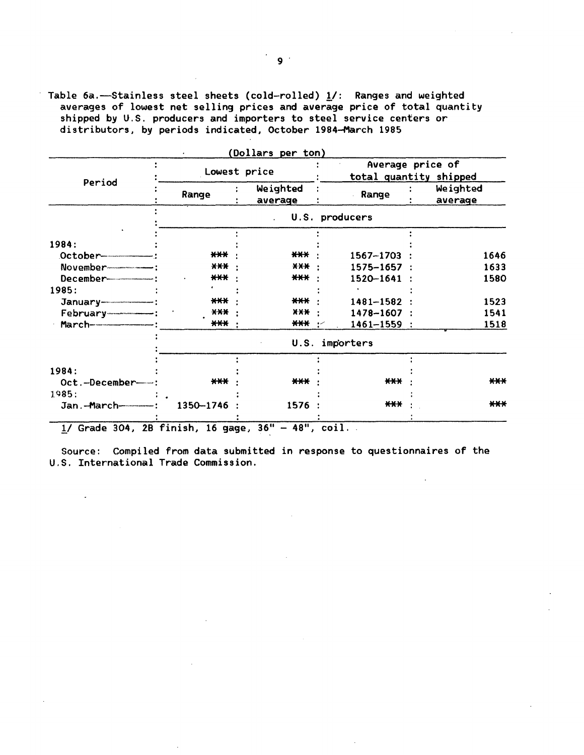Table 6a.—Stainless steel sheets (cold-rolled) 1/: Ranges and weighted averages of lowest net selling prices and average price of total quantity shipped by U.S. producers and importers to steel service centers or distributors, by periods indicated, October 1984–March 1985

(Dollars per ton)

| Period | Lowest price | | Average price of total quantity shipped | |
|---|---|---|---|---|
| | Range | Weighted average | Range | Weighted average |
| | U.S. producers | | | |
| 1984: | | | | |
| October | *** | *** | 1567–1703 | 1646 |
| November | *** | *** | 1575–1657 | 1633 |
| December | *** | *** | 1520–1641 | 1580 |
| 1985: | | | | |
| January | *** | *** | 1481–1582 | 1523 |
| February | *** | *** | 1478–1607 | 1541 |
| March | *** | *** | 1461–1559 | 1518 |
| | U.S. importers | | | |
| 1984: | | | | |
| Oct.–December | *** | *** | *** | *** |
| 1985: | | | | |
| Jan.–March | 1350–1746 | 1576 | *** | *** |

1/ Grade 304, 2B finish, 16 gage, 36" – 48", coil.

Source: Compiled from data submitted in response to questionnaires of the U.S. International Trade Commission.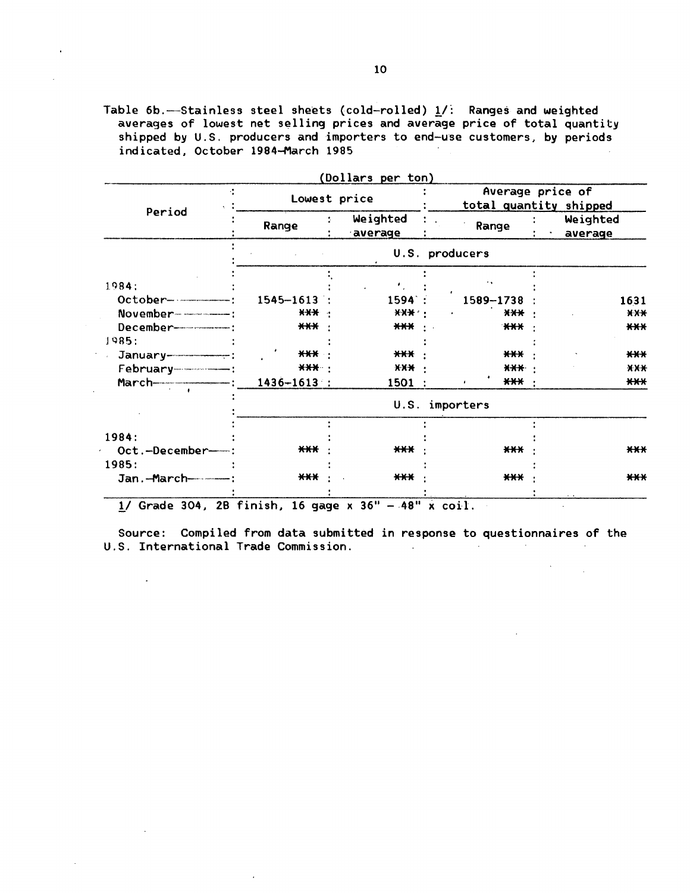Table 6b.—Stainless steel sheets (cold-rolled) 1/: Ranges and weighted averages of lowest net selling prices and average price of total quantity shipped by U.S. producers and importers to end-use customers, by periods indicated, October 1984–March 1985

(Dollars per ton)

| Period | Lowest price | | Average price of total quantity shipped | |
|---|---|---|---|---|
| | Range | Weighted average | Range | Weighted average |
| | U.S. producers | | | |
| 1984: | | | | |
| October | 1545–1613 | 1594 | 1589–1738 | 1631 |
| November | *** | *** | *** | *** |
| December | *** | *** | *** | *** |
| 1985: | | | | |
| January | *** | *** | *** | *** |
| February | *** | *** | *** | *** |
| March | 1436–1613 | 1501 | *** | *** |
| | U.S. importers | | | |
| 1984: | | | | |
| Oct.–December | *** | *** | *** | *** |
| 1985: | | | | |
| Jan.–March | *** | *** | *** | *** |

1/ Grade 304, 2B finish, 16 gage x 36" – 48" x coil.

Source: Compiled from data submitted in response to questionnaires of the U.S. International Trade Commission.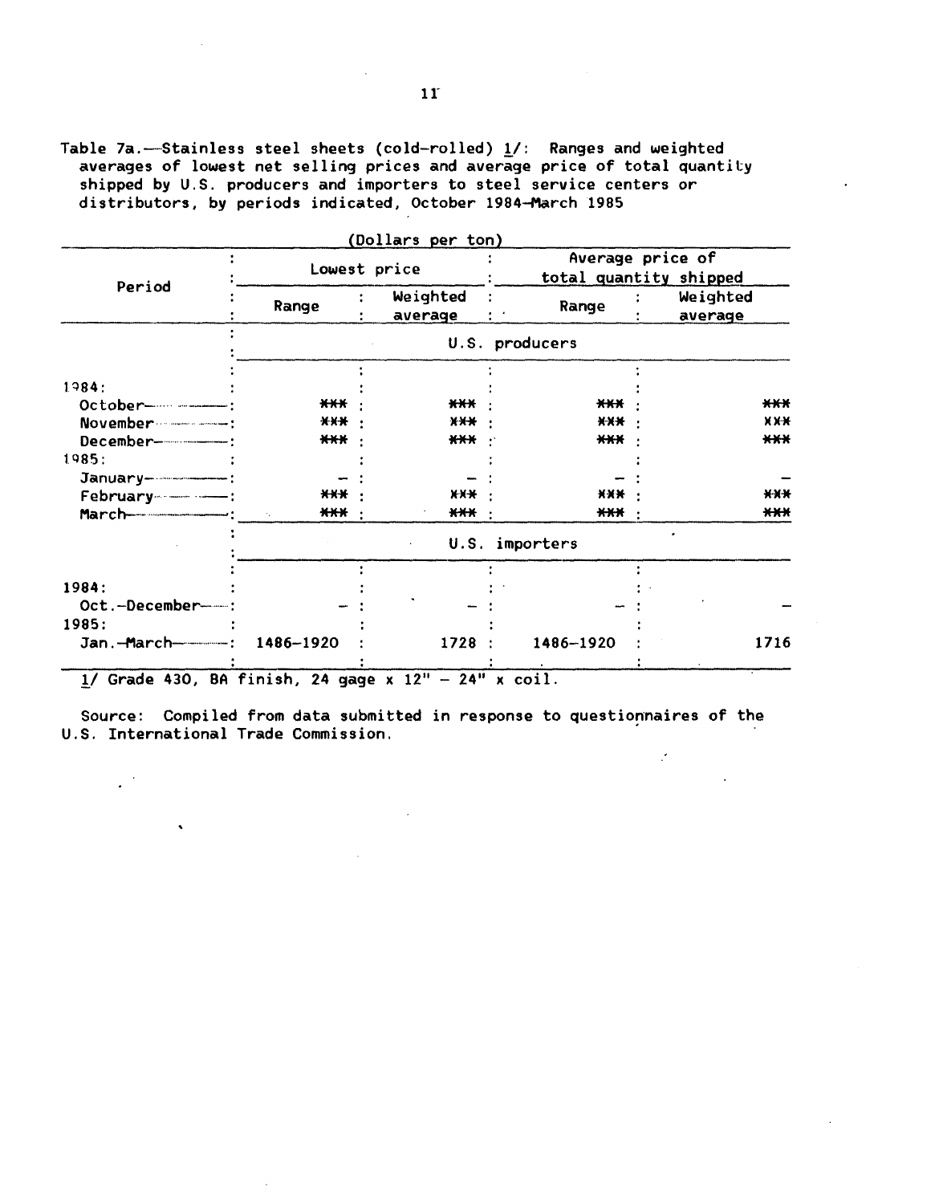Table 7a.—Stainless steel sheets (cold-rolled) 1/: Ranges and weighted averages of lowest net selling prices and average price of total quantity shipped by U.S. producers and importers to steel service centers or distributors, by periods indicated, October 1984–March 1985

(Dollars per ton)

| Period | Lowest price | | Average price of total quantity shipped | |
|---|---|---|---|---|
| | Range | Weighted average | Range | Weighted average |
| | U.S. producers | | | |
| 1984: | | | | |
| October | *** | *** | *** | *** |
| November | *** | *** | *** | *** |
| December | *** | *** | *** | *** |
| 1985: | | | | |
| January | – | – | – | – |
| February | *** | *** | *** | *** |
| March | *** | *** | *** | *** |
| | U.S. importers | | | |
| 1984: | | | | |
| Oct.-December | – | – | – | – |
| 1985: | | | | |
| Jan.-March | 1486–1920 | 1728 | 1486–1920 | 1716 |

1/ Grade 430, BA finish, 24 gage x 12" – 24" x coil.

Source: Compiled from data submitted in response to questionnaires of the U.S. International Trade Commission.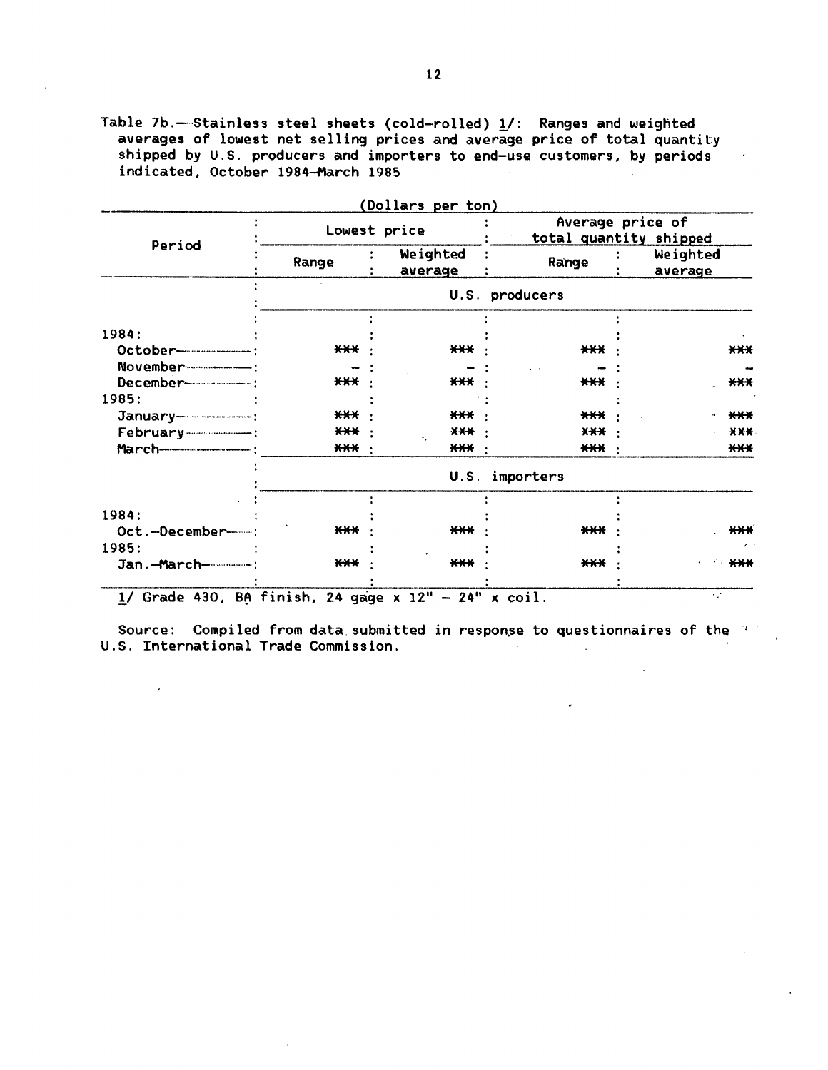Table 7b.—Stainless steel sheets (cold-rolled) 1/: Ranges and weighted averages of lowest net selling prices and average price of total quantity shipped by U.S. producers and importers to end-use customers, by periods indicated, October 1984–March 1985

(Dollars per ton)

| Period | Lowest price | | Average price of total quantity shipped | |
|---|---|---|---|---|
| | Range | Weighted average | Range | Weighted average |
| | U.S. producers | | | |
| 1984: | | | | |
| October | *** | *** | *** | *** |
| November | – | – | – | – |
| December | *** | *** | *** | *** |
| 1985: | | | | |
| January | *** | *** | *** | *** |
| February | *** | *** | *** | *** |
| March | *** | *** | *** | *** |
| | U.S. importers | | | |
| 1984: | | | | |
| Oct.–December | *** | *** | *** | *** |
| 1985: | | | | |
| Jan.–March | *** | *** | *** | *** |

1/ Grade 430, BA finish, 24 gage x 12" – 24" x coil.

Source: Compiled from data submitted in response to questionnaires of the U.S. International Trade Commission.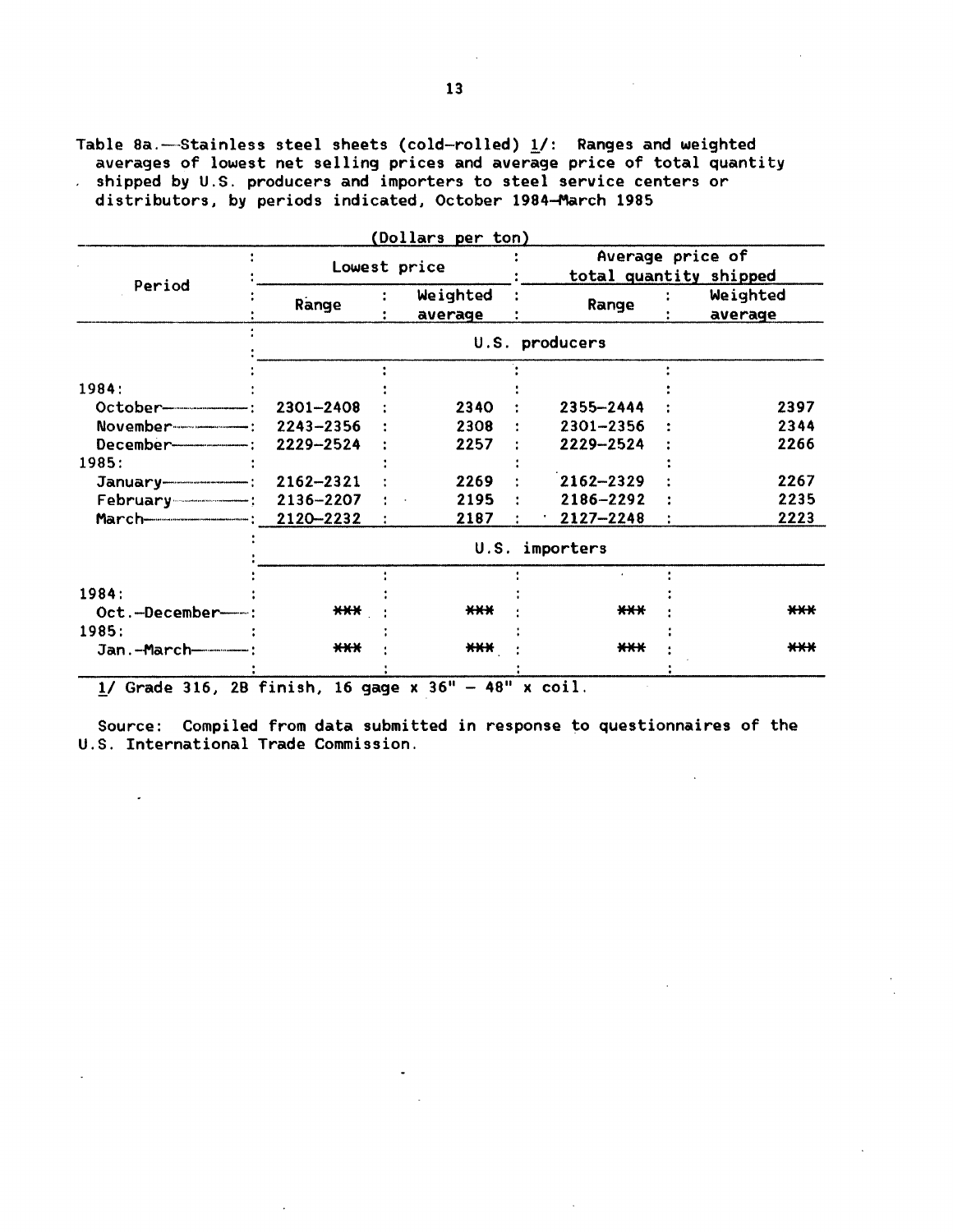Table 8a.—Stainless steel sheets (cold-rolled) 1/: Ranges and weighted averages of lowest net selling prices and average price of total quantity shipped by U.S. producers and importers to steel service centers or distributors, by periods indicated, October 1984–March 1985

(Dollars per ton)

| Period | Lowest price | | Average price of total quantity shipped | |
|---|---|---|---|---|
| | Range | Weighted average | Range | Weighted average |
| | U.S. producers | | | |
| 1984: | | | | |
| October | 2301–2408 | 2340 | 2355–2444 | 2397 |
| November | 2243–2356 | 2308 | 2301–2356 | 2344 |
| December | 2229–2524 | 2257 | 2229–2524 | 2266 |
| 1985: | | | | |
| January | 2162–2321 | 2269 | 2162–2329 | 2267 |
| February | 2136–2207 | 2195 | 2186–2292 | 2235 |
| March | 2120–2232 | 2187 | 2127–2248 | 2223 |
| | U.S. importers | | | |
| 1984: | | | | |
| Oct.–December | *** | *** | *** | *** |
| 1985: | | | | |
| Jan.–March | *** | *** | *** | *** |

1/ Grade 316, 2B finish, 16 gage x 36" – 48" x coil.

Source: Compiled from data submitted in response to questionnaires of the U.S. International Trade Commission.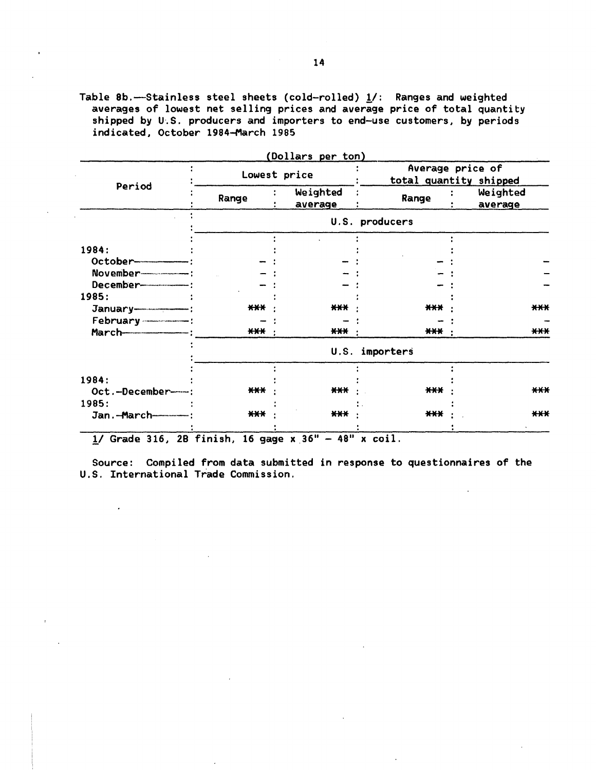Table 8b.—Stainless steel sheets (cold-rolled) 1/: Ranges and weighted averages of lowest net selling prices and average price of total quantity shipped by U.S. producers and importers to end-use customers, by periods indicated, October 1984–March 1985

(Dollars per ton)

| Period | Lowest price | | Average price of total quantity shipped | |
|---|---|---|---|---|
| | Range | Weighted average | Range | Weighted average |
| | U.S. producers | | | |
| 1984: | | | | |
| October | – | – | – | – |
| November | – | – | – | – |
| December | – | – | – | – |
| 1985: | | | | |
| January | *** | *** | *** | *** |
| February | – | – | – | – |
| March | *** | *** | *** | *** |
| | U.S. importers | | | |
| 1984: | | | | |
| Oct.–December | *** | *** | *** | *** |
| 1985: | | | | |
| Jan.–March | *** | *** | *** | *** |

1/ Grade 316, 2B finish, 16 gage x 36" – 48" x coil.

Source: Compiled from data submitted in response to questionnaires of the U.S. International Trade Commission.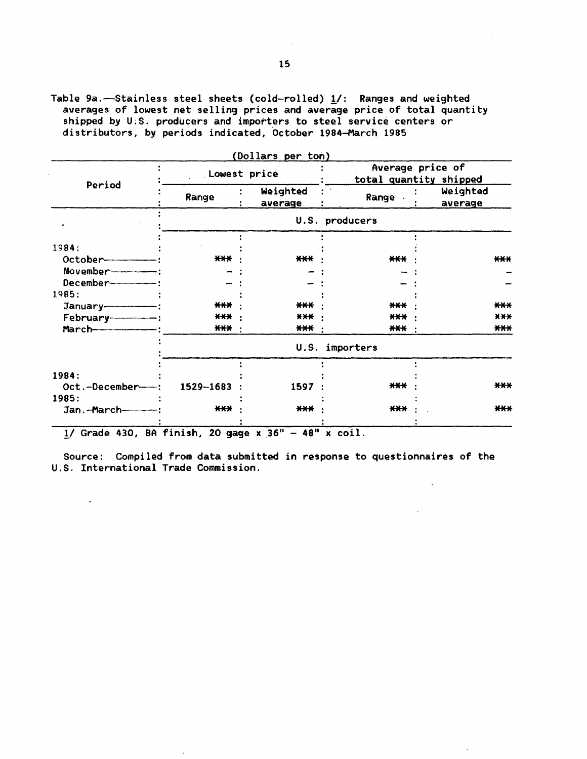Table 9a.—Stainless steel sheets (cold-rolled) 1/: Ranges and weighted averages of lowest net selling prices and average price of total quantity shipped by U.S. producers and importers to steel service centers or distributors, by periods indicated, October 1984–March 1985

(Dollars per ton)

| Period | Lowest price | | Average price of total quantity shipped | |
|---|---|---|---|---|
| | Range | Weighted average | Range | Weighted average |
| | U.S. producers | | | |
| 1984: | | | | |
| October | *** | *** | *** | *** |
| November | – | – | – | – |
| December | – | – | – | – |
| 1985: | | | | |
| January | *** | *** | *** | *** |
| February | *** | *** | *** | *** |
| March | *** | *** | *** | *** |
| | U.S. importers | | | |
| 1984: | | | | |
| Oct.–December | 1529–1683 | 1597 | *** | *** |
| 1985: | | | | |
| Jan.–March | *** | *** | *** | *** |

1/ Grade 430, BA finish, 20 gage x 36" – 48" x coil.

Source: Compiled from data submitted in response to questionnaires of the U.S. International Trade Commission.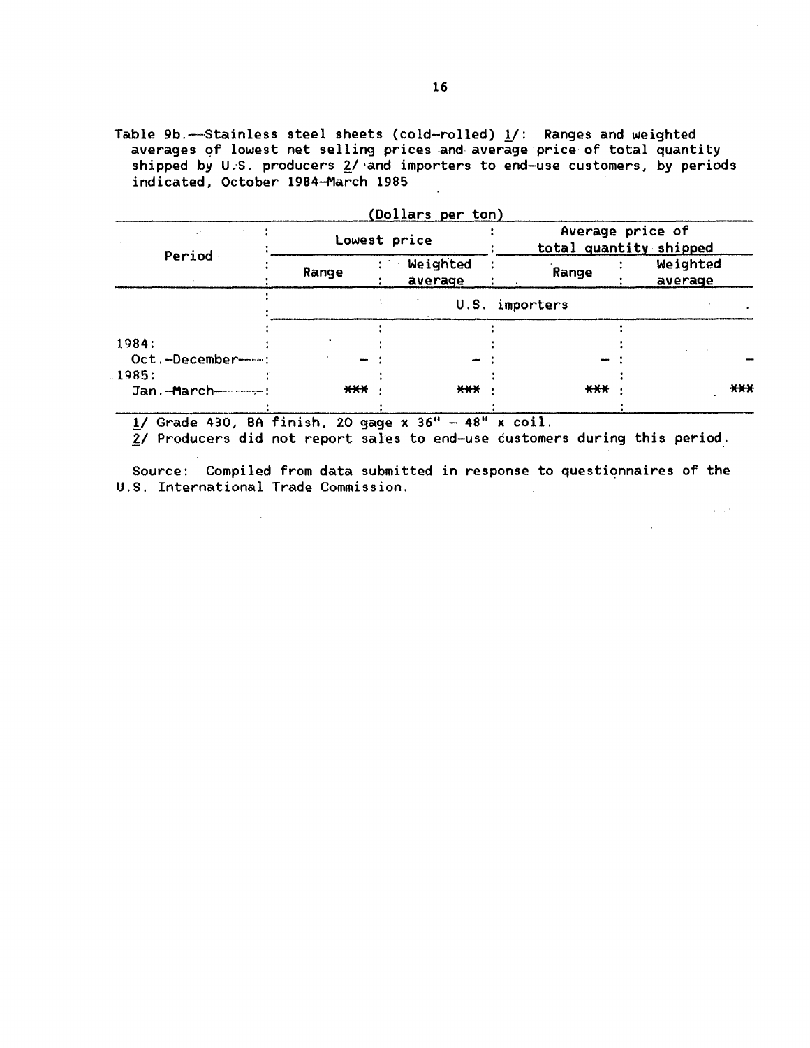Table 9b.—Stainless steel sheets (cold-rolled) 1/: Ranges and weighted averages of lowest net selling prices and average price of total quantity shipped by U.S. producers 2/ and importers to end-use customers, by periods indicated, October 1984–March 1985

(Dollars per ton)

| Period | Lowest price | | Average price of total quantity shipped | |
|---|---|---|---|---|
| | Range | Weighted average | Range | Weighted average |
| | U.S. importers | | | |
| 1984: | | | | |
| Oct.–December | – | – | – | – |
| 1985: | | | | |
| Jan.–March | *** | *** | *** | *** |

1/ Grade 430, BA finish, 20 gage x 36" – 48" x coil.
2/ Producers did not report sales to end-use customers during this period.

Source: Compiled from data submitted in response to questionnaires of the U.S. International Trade Commission.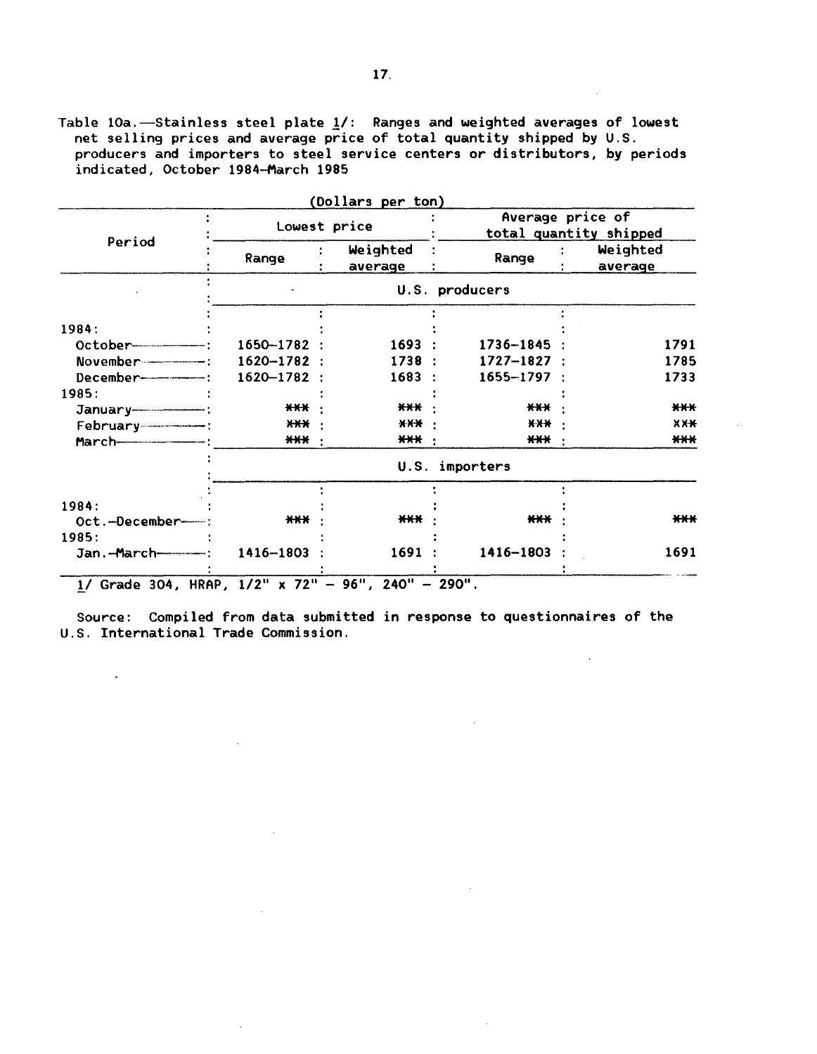Table 10a.—Stainless steel plate 1/: Ranges and weighted averages of lowest net selling prices and average price of total quantity shipped by U.S. producers and importers to steel service centers or distributors, by periods indicated, October 1984–March 1985

(Dollars per ton)

| Period | Lowest price | | Average price of total quantity shipped | |
|---|---|---|---|---|
| | Range | Weighted average | Range | Weighted average |
| | U.S. producers | | | |
| 1984: | | | | |
| October | 1650–1782 | 1693 | 1736–1845 | 1791 |
| November | 1620–1782 | 1738 | 1727–1827 | 1785 |
| December | 1620–1782 | 1683 | 1655–1797 | 1733 |
| 1985: | | | | |
| January | *** | *** | *** | *** |
| February | *** | *** | *** | *** |
| March | *** | *** | *** | *** |
| | U.S. importers | | | |
| 1984: | | | | |
| Oct.–December | *** | *** | *** | *** |
| 1985: | | | | |
| Jan.–March | 1416–1803 | 1691 | 1416–1803 | 1691 |

1/ Grade 304, HRAP, 1/2" x 72" – 96", 240" – 290".

Source: Compiled from data submitted in response to questionnaires of the U.S. International Trade Commission.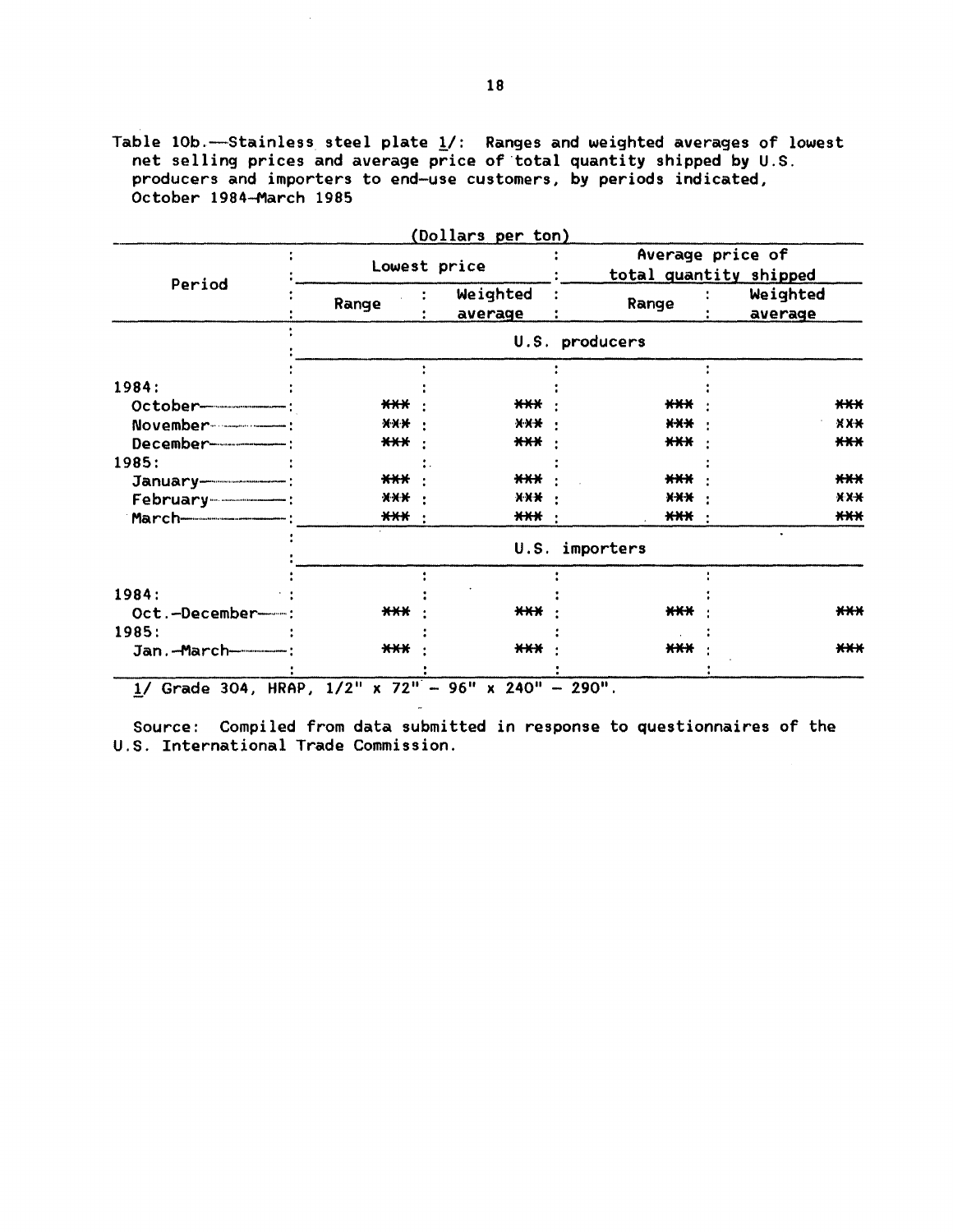Table 10b.—Stainless steel plate 1/: Ranges and weighted averages of lowest net selling prices and average price of total quantity shipped by U.S. producers and importers to end-use customers, by periods indicated, October 1984–March 1985

(Dollars per ton)

| Period | Lowest price | | Average price of total quantity shipped | |
|---|---|---|---|---|
| | Range | Weighted average | Range | Weighted average |
| | U.S. producers | | | |
| 1984: | | | | |
| October | *** | *** | *** | *** |
| November | *** | *** | *** | *** |
| December | *** | *** | *** | *** |
| 1985: | | | | |
| January | *** | *** | *** | *** |
| February | *** | *** | *** | *** |
| March | *** | *** | *** | *** |
| | U.S. importers | | | |
| 1984: | | | | |
| Oct.–December | *** | *** | *** | *** |
| 1985: | | | | |
| Jan.–March | *** | *** | *** | *** |

1/ Grade 304, HRAP, 1/2" x 72" – 96" x 240" – 290".

Source: Compiled from data submitted in response to questionnaires of the U.S. International Trade Commission.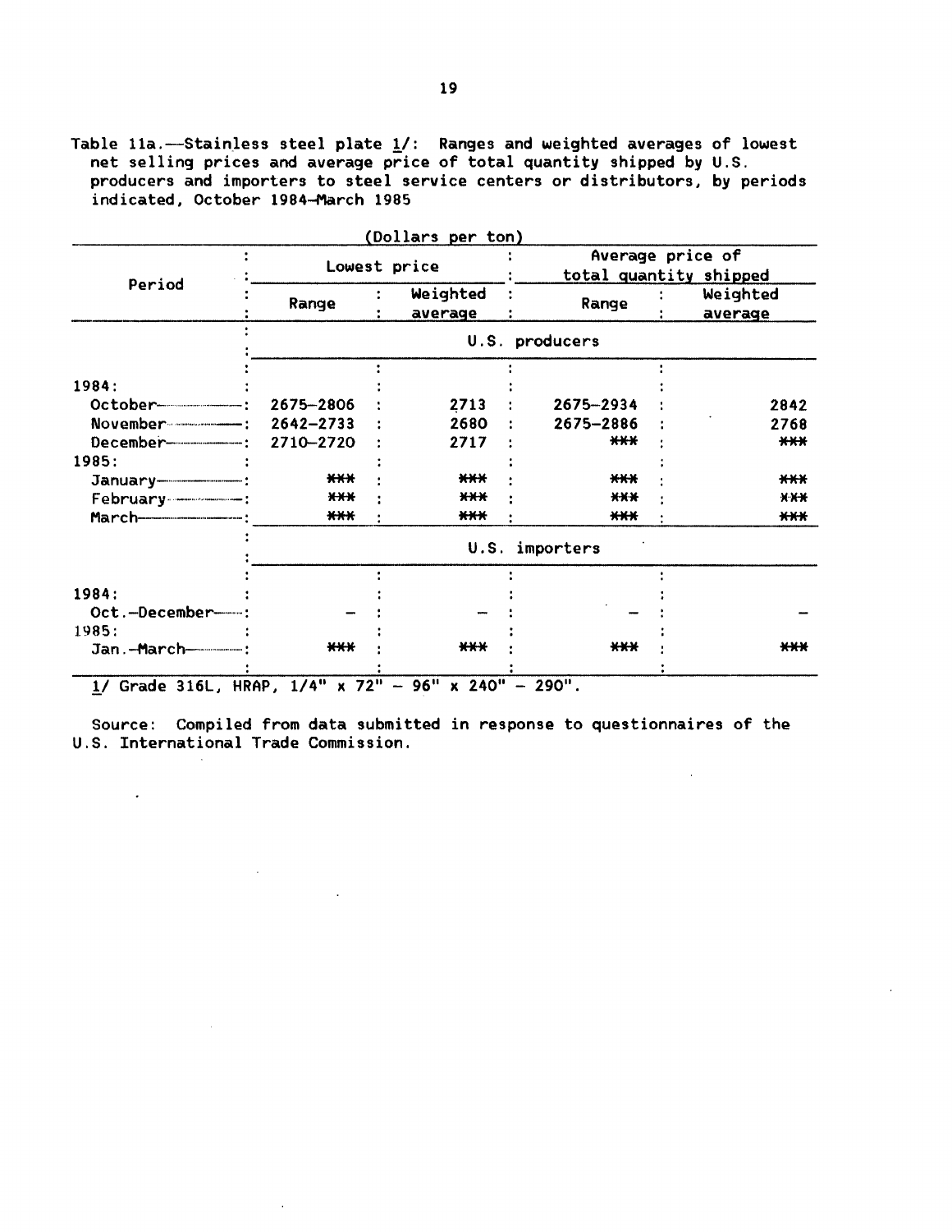Table 11a.—Stainless steel plate 1/: Ranges and weighted averages of lowest net selling prices and average price of total quantity shipped by U.S. producers and importers to steel service centers or distributors, by periods indicated, October 1984–March 1985

(Dollars per ton)

| Period | Lowest price | | Average price of total quantity shipped | |
|---|---|---|---|---|
| | Range | Weighted average | Range | Weighted average |
| | U.S. producers | | | |
| 1984: | | | | |
| October | 2675–2806 | 2713 | 2675–2934 | 2842 |
| November | 2642–2733 | 2680 | 2675–2886 | 2768 |
| December | 2710–2720 | 2717 | *** | *** |
| 1985: | | | | |
| January | *** | *** | *** | *** |
| February | *** | *** | *** | *** |
| March | *** | *** | *** | *** |
| | U.S. importers | | | |
| 1984: | | | | |
| Oct.–December | – | – | – | – |
| 1985: | | | | |
| Jan.–March | *** | *** | *** | *** |

1/ Grade 316L, HRAP, 1/4" x 72" – 96" x 240" – 290".

Source: Compiled from data submitted in response to questionnaires of the U.S. International Trade Commission.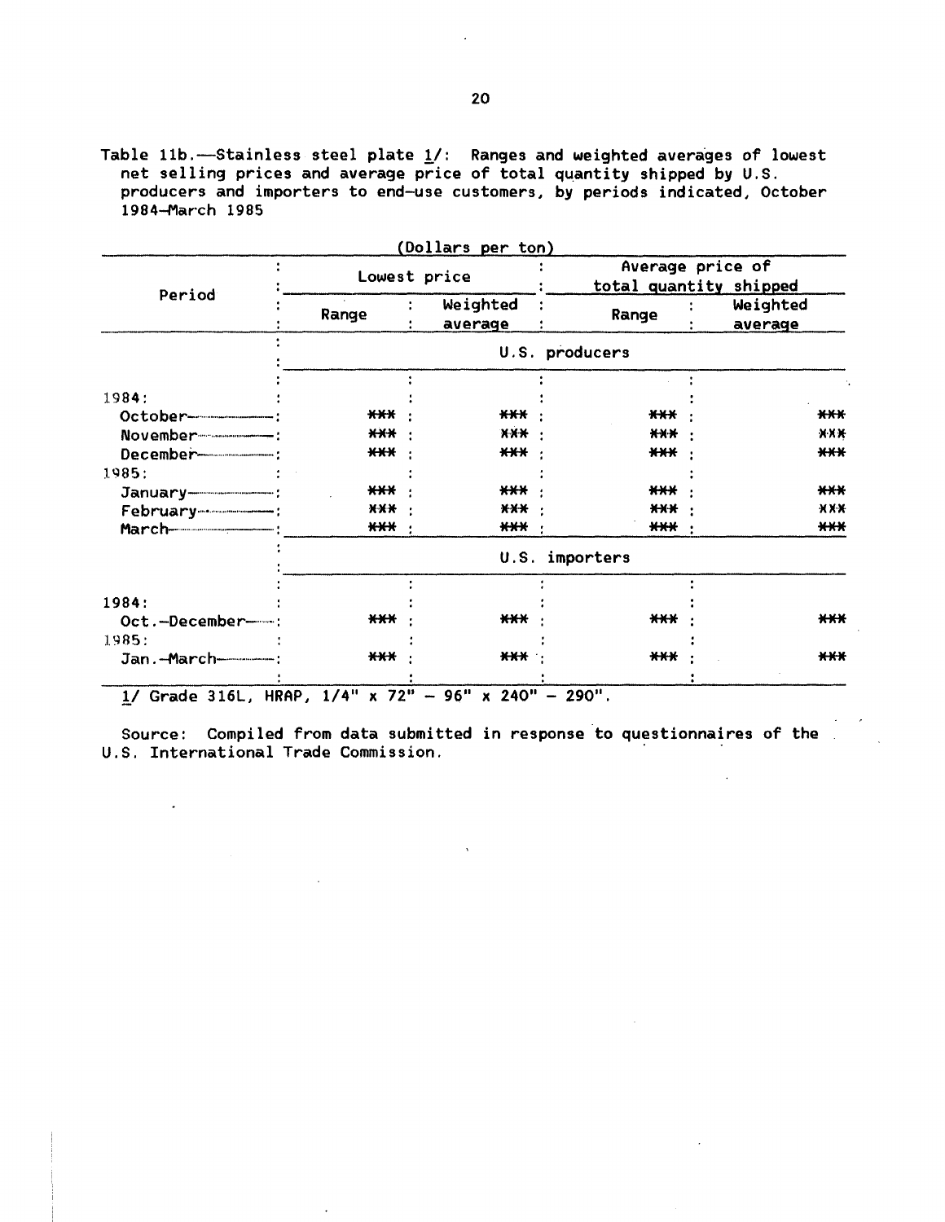Table 11b.—Stainless steel plate 1/: Ranges and weighted averages of lowest net selling prices and average price of total quantity shipped by U.S. producers and importers to end-use customers, by periods indicated, October 1984–March 1985

(Dollars per ton)

| Period | Lowest price | | Average price of total quantity shipped | |
|---|---|---|---|---|
| | Range | Weighted average | Range | Weighted average |
| | U.S. producers | | | |
| 1984: | | | | |
| October | *** | *** | *** | *** |
| November | *** | *** | *** | *** |
| December | *** | *** | *** | *** |
| 1985: | | | | |
| January | *** | *** | *** | *** |
| February | *** | *** | *** | *** |
| March | *** | *** | *** | *** |
| | U.S. importers | | | |
| 1984: | | | | |
| Oct.–December | *** | *** | *** | *** |
| 1985: | | | | |
| Jan.–March | *** | *** | *** | *** |

1/ Grade 316L, HRAP, 1/4" x 72" – 96" x 240" – 290".

Source: Compiled from data submitted in response to questionnaires of the U.S. International Trade Commission.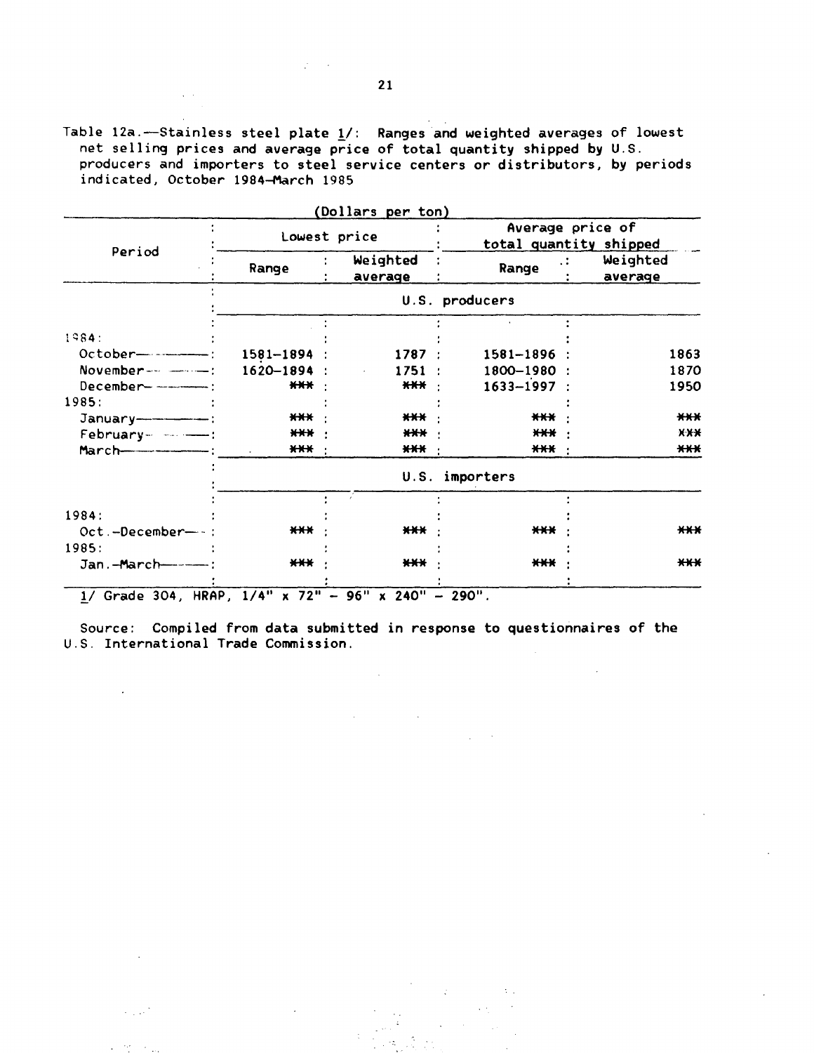Table 12a.—Stainless steel plate 1/: Ranges and weighted averages of lowest net selling prices and average price of total quantity shipped by U.S. producers and importers to steel service centers or distributors, by periods indicated, October 1984–March 1985

(Dollars per ton)

| Period | Lowest price | | Average price of total quantity shipped | |
|---|---|---|---|---|
| | Range | Weighted average | Range | Weighted average |
| | U.S. producers | | | |
| 1984: | | | | |
| October | 1581–1894 | 1787 | 1581–1896 | 1863 |
| November | 1620–1894 | 1751 | 1800–1980 | 1870 |
| December | *** | *** | 1633–1997 | 1950 |
| 1985: | | | | |
| January | *** | *** | *** | *** |
| February | *** | *** | *** | *** |
| March | *** | *** | *** | *** |
| | U.S. importers | | | |
| 1984: | | | | |
| Oct.–December | *** | *** | *** | *** |
| 1985: | | | | |
| Jan.–March | *** | *** | *** | *** |

1/ Grade 304, HRAP, 1/4" x 72" – 96" x 240" – 290".

Source: Compiled from data submitted in response to questionnaires of the U.S. International Trade Commission.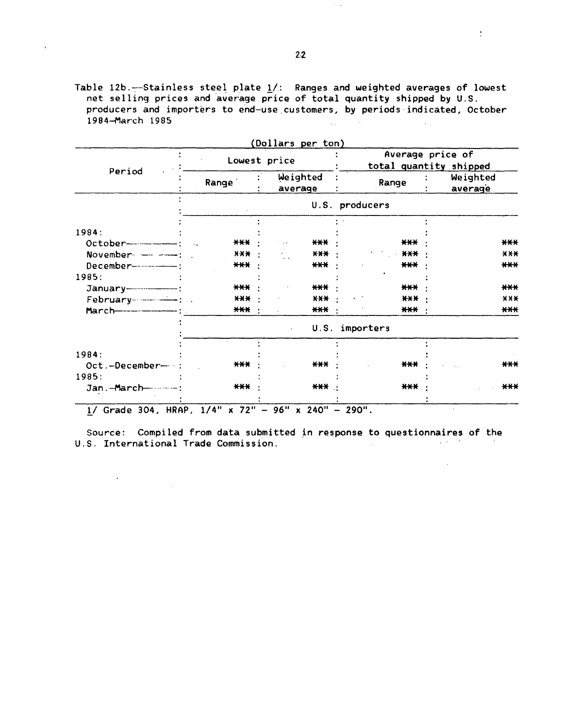Table 12b.--Stainless steel plate 1/: Ranges and weighted averages of lowest net selling prices and average price of total quantity shipped by U.S. producers and importers to end-use customers, by periods indicated, October 1984-March 1985

(Dollars per ton)

| Period | Lowest price | | Average price of total quantity shipped | |
|---|---|---|---|---|
| | Range | Weighted average | Range | Weighted average |
| | U.S. producers | | | |
| 1984: | | | | |
| October | *** | *** | *** | *** |
| November | *** | *** | *** | *** |
| December | *** | *** | *** | *** |
| 1985: | | | | |
| January | *** | *** | *** | *** |
| February | *** | *** | *** | *** |
| March | *** | *** | *** | *** |
| | U.S. importers | | | |
| 1984: | | | | |
| Oct.-December | *** | *** | *** | *** |
| 1985: | | | | |
| Jan.-March | *** | *** | *** | *** |

1/ Grade 304, HRAP, 1/4" x 72" - 96" x 240" - 290".

Source: Compiled from data submitted in response to questionnaires of the U.S. International Trade Commission.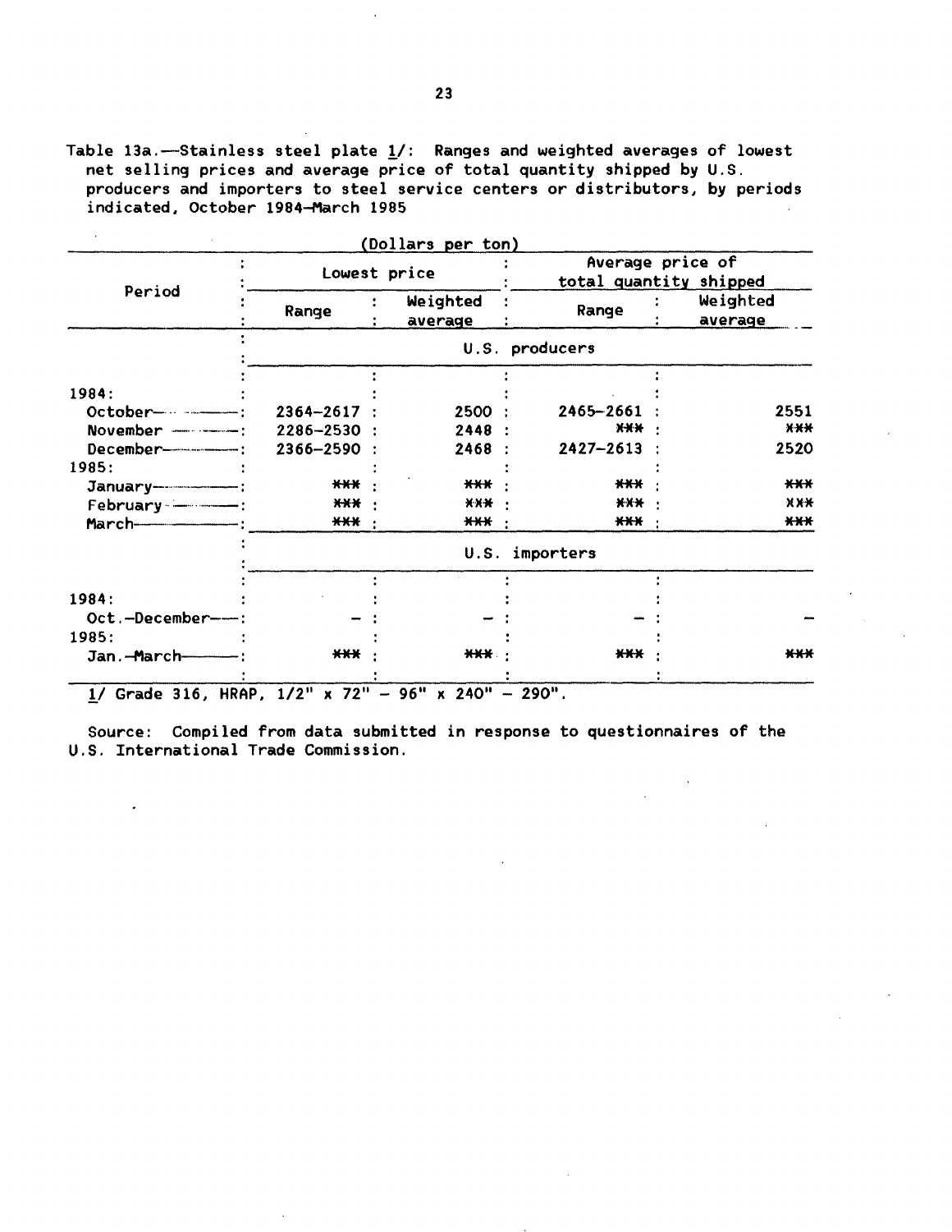Table 13a.—Stainless steel plate 1/: Ranges and weighted averages of lowest net selling prices and average price of total quantity shipped by U.S. producers and importers to steel service centers or distributors, by periods indicated, October 1984-March 1985

(Dollars per ton)

| Period | Lowest price | | Average price of total quantity shipped | |
|---|---|---|---|---|
| | Range | Weighted average | Range | Weighted average |
| | U.S. producers | | | |
| 1984: | | | | |
| October | 2364-2617 | 2500 | 2465-2661 | 2551 |
| November | 2286-2530 | 2448 | *** | *** |
| December | 2366-2590 | 2468 | 2427-2613 | 2520 |
| 1985: | | | | |
| January | *** | *** | *** | *** |
| February | *** | *** | *** | *** |
| March | *** | *** | *** | *** |
| | U.S. importers | | | |
| 1984: | | | | |
| Oct.-December | - | - | - | - |
| 1985: | | | | |
| Jan.-March | *** | *** | *** | *** |

1/ Grade 316, HRAP, 1/2" x 72" - 96" x 240" - 290".

Source: Compiled from data submitted in response to questionnaires of the U.S. International Trade Commission.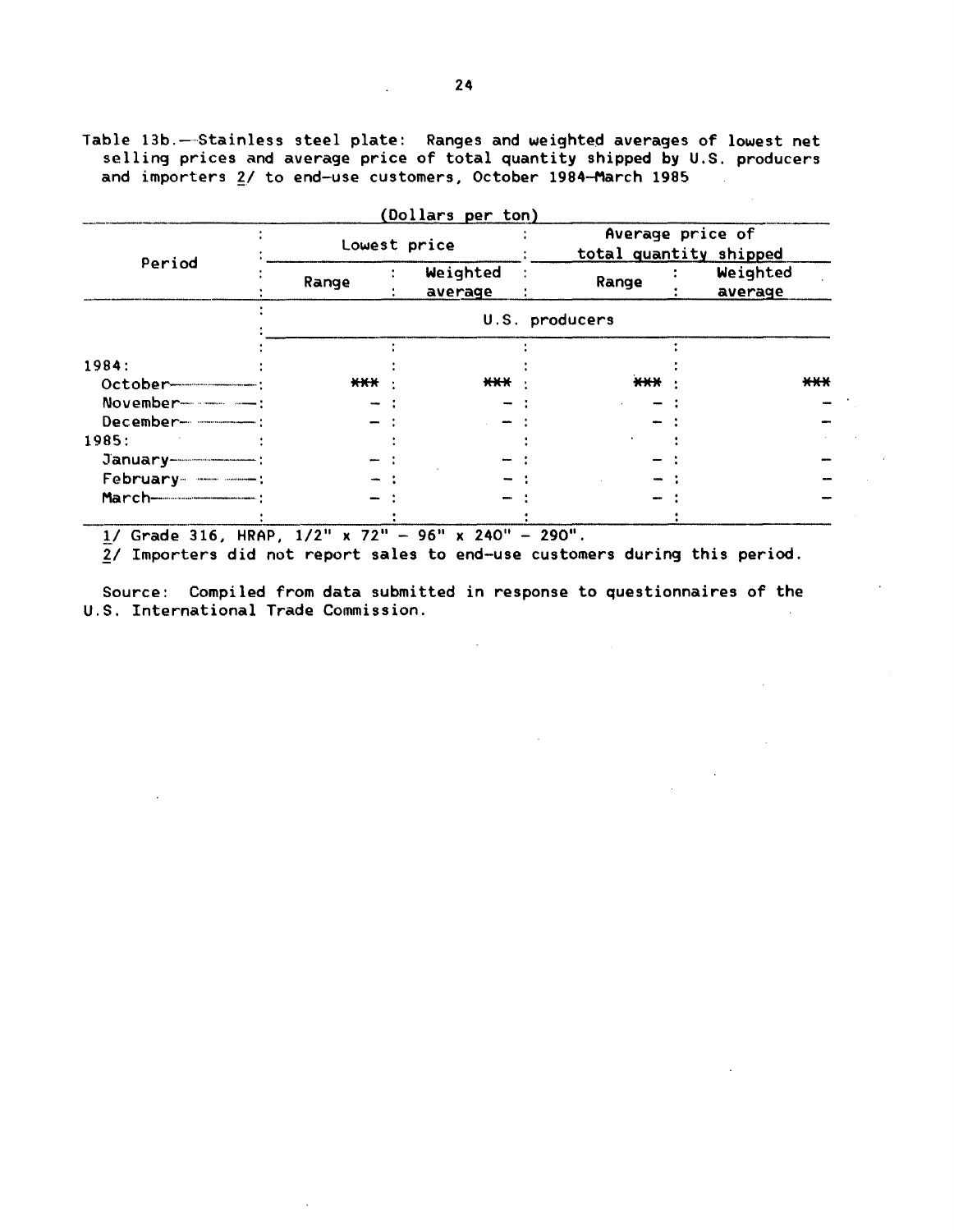Table 13b.—Stainless steel plate: Ranges and weighted averages of lowest net selling prices and average price of total quantity shipped by U.S. producers and importers 2/ to end-use customers, October 1984-March 1985

(Dollars per ton)

| Period | Lowest price | | Average price of total quantity shipped | |
|---|---|---|---|---|
| | Range | Weighted average | Range | Weighted average |
| | U.S. producers | | | |
| 1984: | | | | |
| October | *** | *** | *** | *** |
| November | - | - | - | - |
| December | - | - | - | - |
| 1985: | | | | |
| January | - | - | - | - |
| February | - | - | - | - |
| March | - | - | - | - |

1/ Grade 316, HRAP, 1/2" x 72" - 96" x 240" - 290".

2/ Importers did not report sales to end-use customers during this period.

Source: Compiled from data submitted in response to questionnaires of the U.S. International Trade Commission.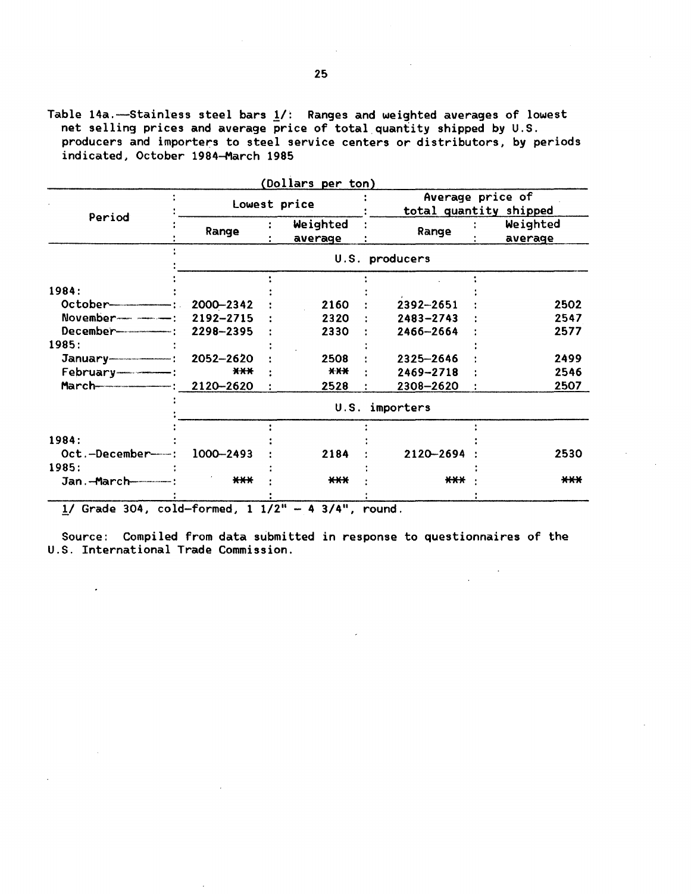Table 14a.—Stainless steel bars 1/: Ranges and weighted averages of lowest net selling prices and average price of total quantity shipped by U.S. producers and importers to steel service centers or distributors, by periods indicated, October 1984–March 1985

(Dollars per ton)

| Period | Lowest price | | Average price of total quantity shipped | |
|---|---|---|---|---|
| | Range | Weighted average | Range | Weighted average |
| | U.S. producers | | | |
| 1984: | | | | |
| October | 2000–2342 | 2160 | 2392–2651 | 2502 |
| November | 2192–2715 | 2320 | 2483–2743 | 2547 |
| December | 2298–2395 | 2330 | 2466–2664 | 2577 |
| 1985: | | | | |
| January | 2052–2620 | 2508 | 2325–2646 | 2499 |
| February | *** | *** | 2469–2718 | 2546 |
| March | 2120–2620 | 2528 | 2308–2620 | 2507 |
| | U.S. importers | | | |
| 1984: | | | | |
| Oct.–December | 1000–2493 | 2184 | 2120–2694 | 2530 |
| 1985: | | | | |
| Jan.–March | *** | *** | *** | *** |

1/ Grade 304, cold-formed, 1 1/2" – 4 3/4", round.

Source: Compiled from data submitted in response to questionnaires of the U.S. International Trade Commission.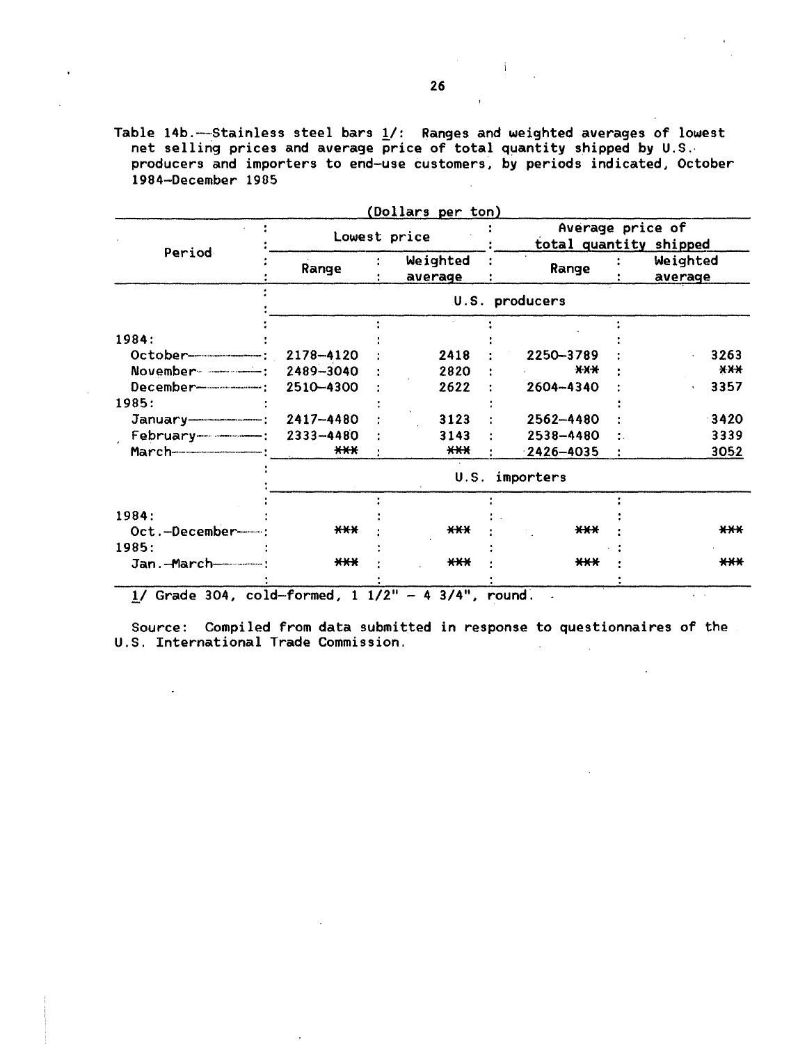Table 14b.—Stainless steel bars 1/: Ranges and weighted averages of lowest net selling prices and average price of total quantity shipped by U.S. producers and importers to end-use customers, by periods indicated, October 1984–December 1985

(Dollars per ton)

| Period | Lowest price | | Average price of total quantity shipped | |
|---|---|---|---|---|
| | Range | Weighted average | Range | Weighted average |
| | U.S. producers | | | |
| 1984: | | | | |
| October | 2178–4120 | 2418 | 2250–3789 | 3263 |
| November | 2489–3040 | 2820 | *** | *** |
| December | 2510–4300 | 2622 | 2604–4340 | 3357 |
| 1985: | | | | |
| January | 2417–4480 | 3123 | 2562–4480 | 3420 |
| February | 2333–4480 | 3143 | 2538–4480 | 3339 |
| March | *** | *** | 2426–4035 | 3052 |
| | U.S. importers | | | |
| 1984: | | | | |
| Oct.–December | *** | *** | *** | *** |
| 1985: | | | | |
| Jan.–March | *** | *** | *** | *** |

1/ Grade 304, cold-formed, 1 1/2" – 4 3/4", round.

Source: Compiled from data submitted in response to questionnaires of the U.S. International Trade Commission.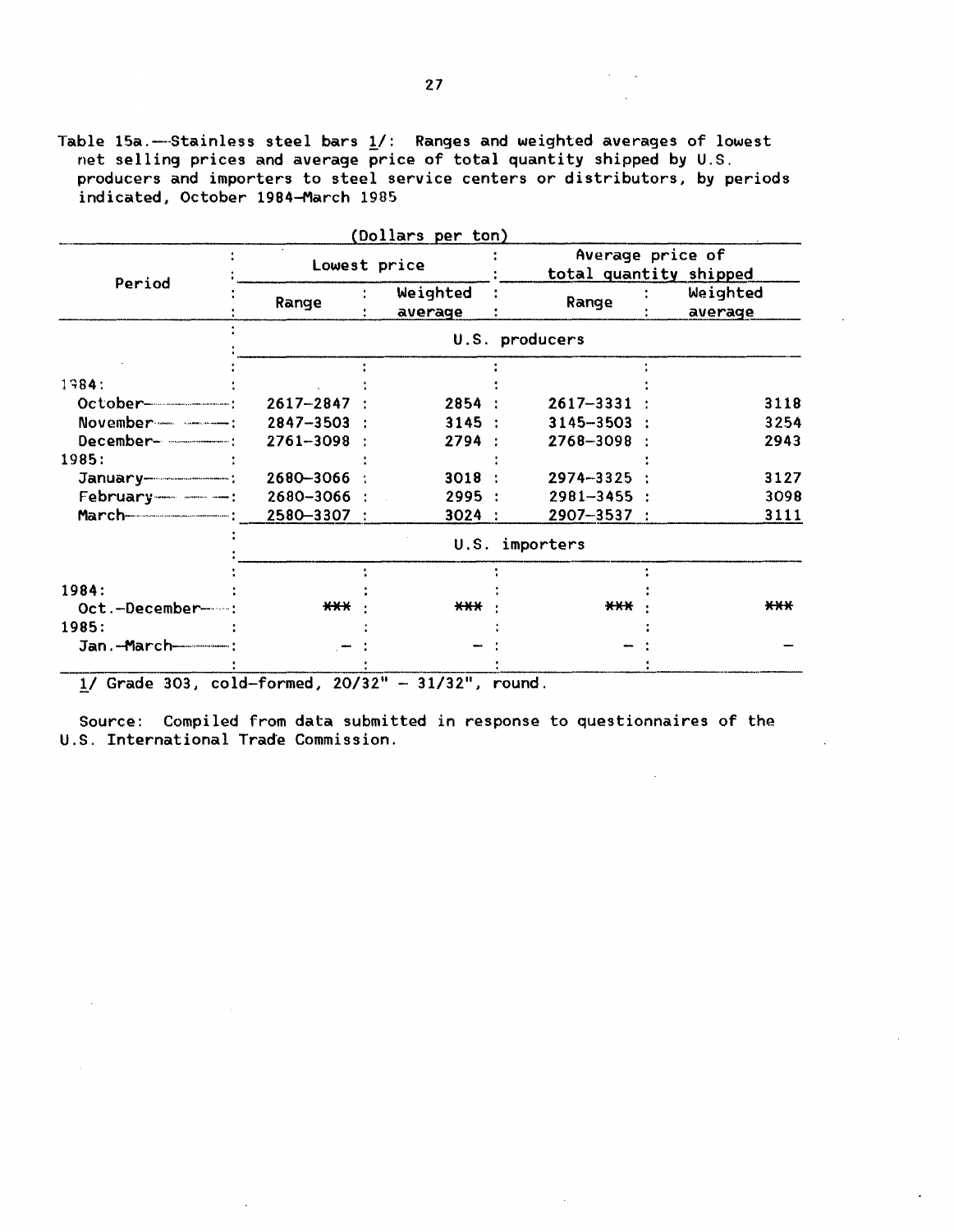Table 15a.—Stainless steel bars 1/: Ranges and weighted averages of lowest net selling prices and average price of total quantity shipped by U.S. producers and importers to steel service centers or distributors, by periods indicated, October 1984–March 1985

(Dollars per ton)

| Period | Lowest price | | Average price of total quantity shipped | |
|---|---|---|---|---|
| | Range | Weighted average | Range | Weighted average |
| | U.S. producers | | | |
| 1984: | | | | |
| October | 2617–2847 | 2854 | 2617–3331 | 3118 |
| November | 2847–3503 | 3145 | 3145–3503 | 3254 |
| December | 2761–3098 | 2794 | 2768–3098 | 2943 |
| 1985: | | | | |
| January | 2680–3066 | 3018 | 2974–3325 | 3127 |
| February | 2680–3066 | 2995 | 2981–3455 | 3098 |
| March | 2580–3307 | 3024 | 2907–3537 | 3111 |
| | U.S. importers | | | |
| 1984: | | | | |
| Oct.–December | *** | *** | *** | *** |
| 1985: | | | | |
| Jan.–March | – | – | – | – |

1/ Grade 303, cold-formed, 20/32" – 31/32", round.

Source: Compiled from data submitted in response to questionnaires of the U.S. International Trade Commission.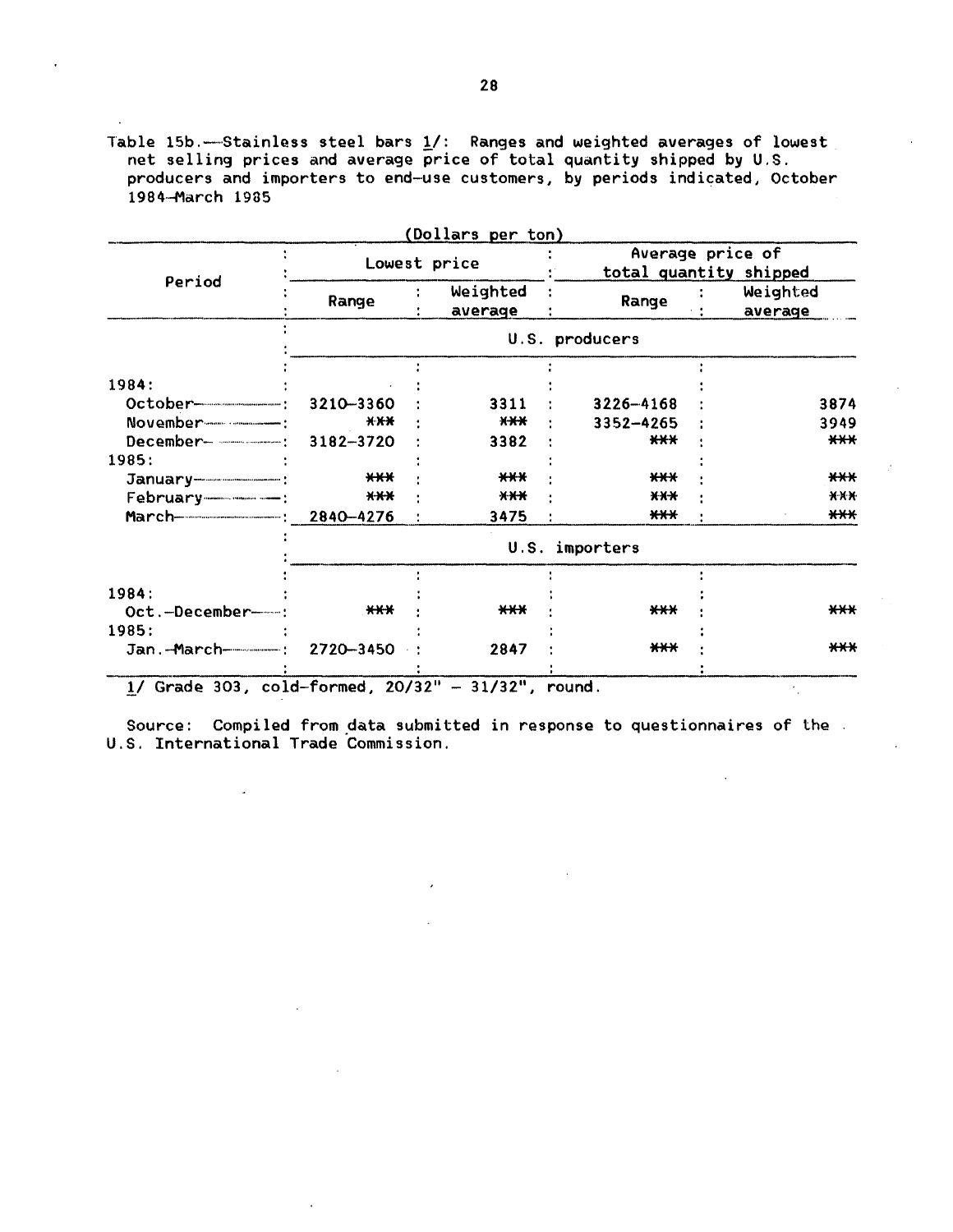Table 15b.—Stainless steel bars 1/: Ranges and weighted averages of lowest net selling prices and average price of total quantity shipped by U.S. producers and importers to end-use customers, by periods indicated, October 1984–March 1985

(Dollars per ton)

| Period | Lowest price | | Average price of total quantity shipped | |
|---|---|---|---|---|
| | Range | Weighted average | Range | Weighted average |
| | U.S. producers | | | |
| 1984: | | | | |
| October | 3210–3360 | 3311 | 3226–4168 | 3874 |
| November | *** | *** | 3352–4265 | 3949 |
| December | 3182–3720 | 3382 | *** | *** |
| 1985: | | | | |
| January | *** | *** | *** | *** |
| February | *** | *** | *** | *** |
| March | 2840–4276 | 3475 | *** | *** |
| | U.S. importers | | | |
| 1984: | | | | |
| Oct.–December | *** | *** | *** | *** |
| 1985: | | | | |
| Jan.–March | 2720–3450 | 2847 | *** | *** |

1/ Grade 303, cold-formed, 20/32" – 31/32", round.

Source: Compiled from data submitted in response to questionnaires of the U.S. International Trade Commission.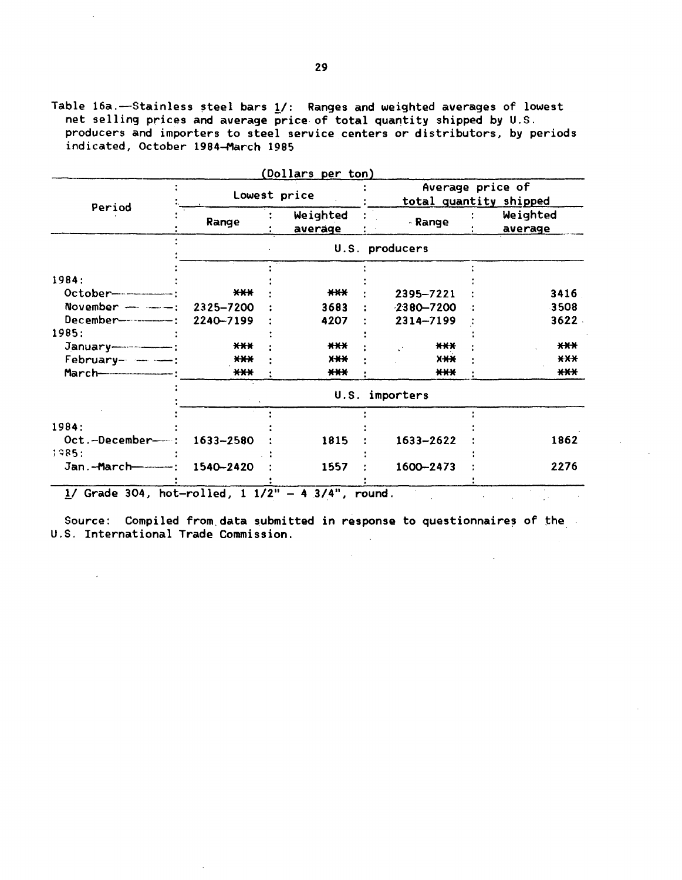Table 16a.—Stainless steel bars 1/: Ranges and weighted averages of lowest net selling prices and average price of total quantity shipped by U.S. producers and importers to steel service centers or distributors, by periods indicated, October 1984–March 1985

(Dollars per ton)

| Period | Lowest price | | Average price of total quantity shipped | |
|---|---|---|---|---|
| | Range | Weighted average | Range | Weighted average |
| | U.S. producers | | | |
| 1984: | | | | |
| October | *** | *** | 2395–7221 | 3416 |
| November | 2325–7200 | 3683 | 2380–7200 | 3508 |
| December | 2240–7199 | 4207 | 2314–7199 | 3622 |
| 1985: | | | | |
| January | *** | *** | *** | *** |
| February | *** | *** | *** | *** |
| March | *** | *** | *** | *** |
| | U.S. importers | | | |
| 1984: | | | | |
| Oct.–December | 1633–2580 | 1815 | 1633–2622 | 1862 |
| 1985: | | | | |
| Jan.–March | 1540–2420 | 1557 | 1600–2473 | 2276 |

1/ Grade 304, hot-rolled, 1 1/2" – 4 3/4", round.

Source: Compiled from data submitted in response to questionnaires of the U.S. International Trade Commission.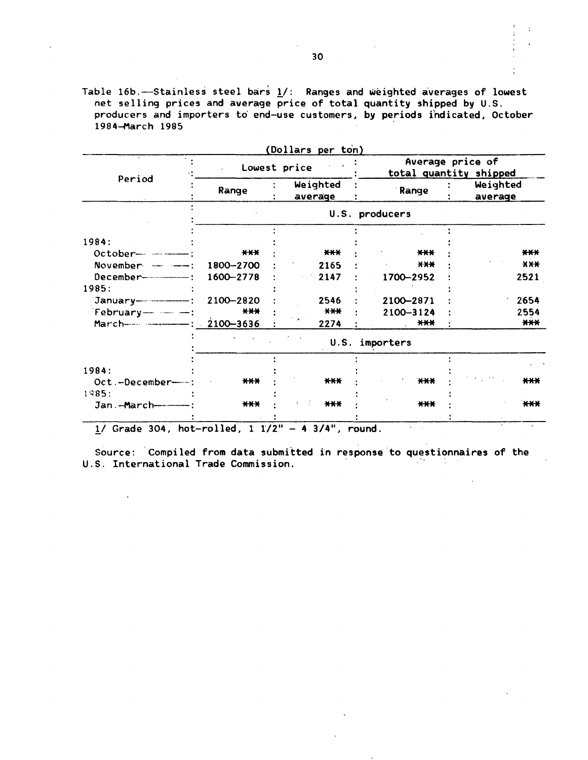Table 16b.—Stainless steel bars 1/: Ranges and weighted averages of lowest net selling prices and average price of total quantity shipped by U.S. producers and importers to end-use customers, by periods indicated, October 1984–March 1985

(Dollars per ton)

| Period | Lowest price | | Average price of total quantity shipped | |
|---|---|---|---|---|
| | Range | Weighted average | Range | Weighted average |
| | U.S. producers | | | |
| 1984: | | | | |
| October | *** | *** | *** | *** |
| November | 1800–2700 | 2165 | *** | *** |
| December | 1600–2778 | 2147 | 1700–2952 | 2521 |
| 1985: | | | | |
| January | 2100–2820 | 2546 | 2100–2871 | 2654 |
| February | *** | *** | 2100–3124 | 2554 |
| March | 2100–3636 | 2274 | *** | *** |
| | U.S. importers | | | |
| 1984: | | | | |
| Oct.–December | *** | *** | *** | *** |
| 1985: | | | | |
| Jan.–March | *** | *** | *** | *** |

1/ Grade 304, hot-rolled, 1 1/2" – 4 3/4", round.

Source: Compiled from data submitted in response to questionnaires of the U.S. International Trade Commission.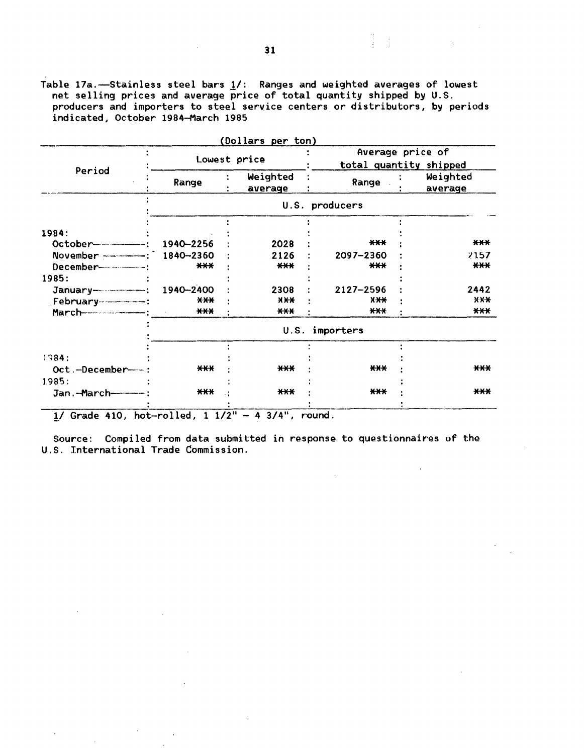Table 17a.—Stainless steel bars 1/: Ranges and weighted averages of lowest net selling prices and average price of total quantity shipped by U.S. producers and importers to steel service centers or distributors, by periods indicated, October 1984–March 1985

(Dollars per ton)

| Period | Lowest price | | Average price of total quantity shipped | |
|---|---|---|---|---|
| | Range | Weighted average | Range | Weighted average |
| | U.S. producers | | | |
| 1984: | | | | |
| October | 1940–2256 | 2028 | *** | *** |
| November | 1840–2360 | 2126 | 2097–2360 | 2157 |
| December | *** | *** | *** | *** |
| 1985: | | | | |
| January | 1940–2400 | 2308 | 2127–2596 | 2442 |
| February | *** | *** | *** | *** |
| March | *** | *** | *** | *** |
| | U.S. importers | | | |
| 1984: | | | | |
| Oct.–December | *** | *** | *** | *** |
| 1985: | | | | |
| Jan.–March | *** | *** | *** | *** |

1/ Grade 410, hot-rolled, 1 1/2" – 4 3/4", round.

Source: Compiled from data submitted in response to questionnaires of the U.S. International Trade Commission.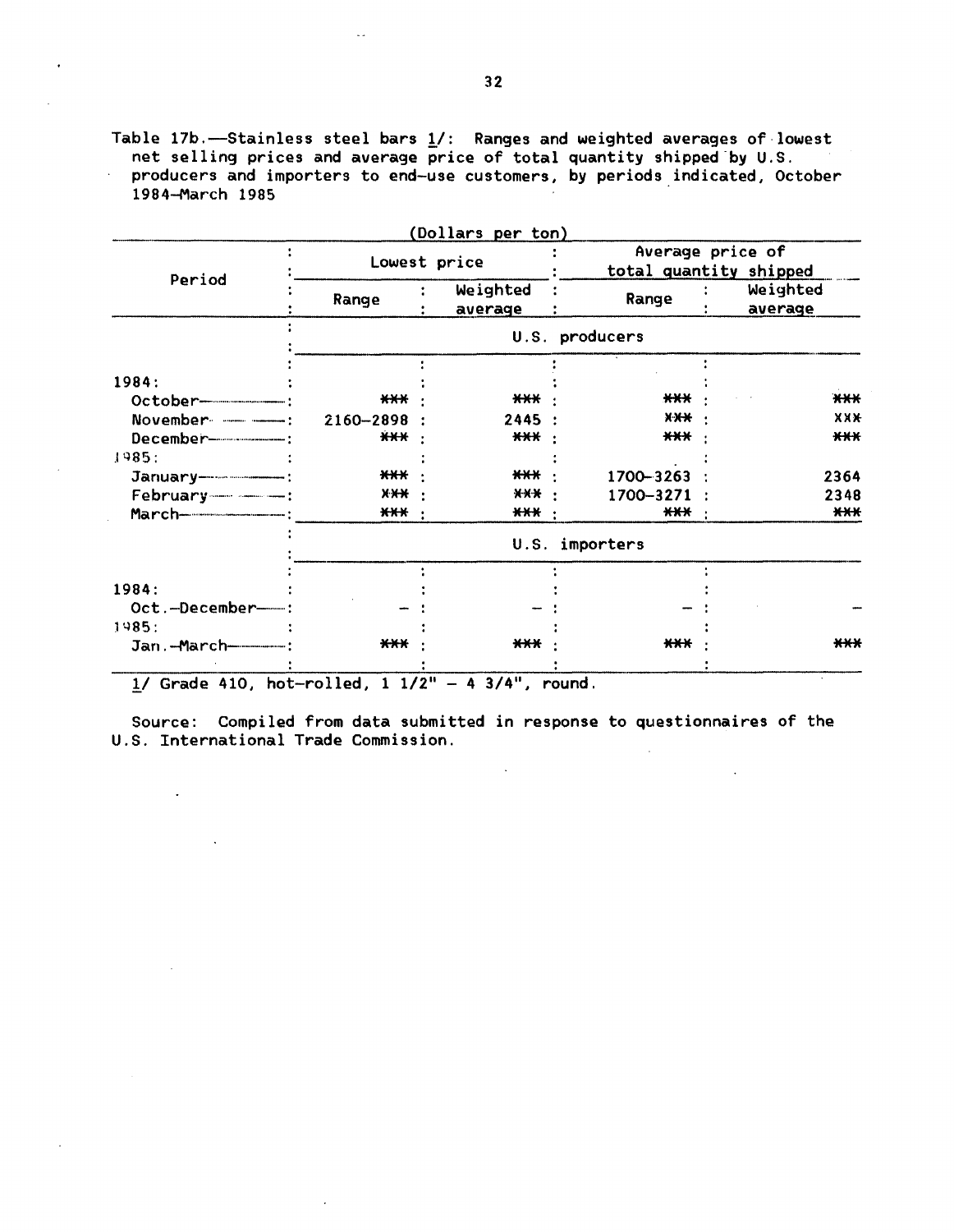Table 17b.—Stainless steel bars 1/: Ranges and weighted averages of lowest net selling prices and average price of total quantity shipped by U.S. producers and importers to end-use customers, by periods indicated, October 1984–March 1985

(Dollars per ton)

| Period | Lowest price | | Average price of total quantity shipped | |
|---|---|---|---|---|
| | Range | Weighted average | Range | Weighted average |
| | U.S. producers | | | |
| 1984: | | | | |
| October | *** | *** | *** | *** |
| November | 2160–2898 | 2445 | *** | *** |
| December | *** | *** | *** | *** |
| 1985: | | | | |
| January | *** | *** | 1700–3263 | 2364 |
| February | *** | *** | 1700–3271 | 2348 |
| March | *** | *** | *** | *** |
| | U.S. importers | | | |
| 1984: | | | | |
| Oct.–December | – | – | – | – |
| 1985: | | | | |
| Jan.–March | *** | *** | *** | *** |

1/ Grade 410, hot-rolled, 1 1/2" – 4 3/4", round.

Source: Compiled from data submitted in response to questionnaires of the U.S. International Trade Commission.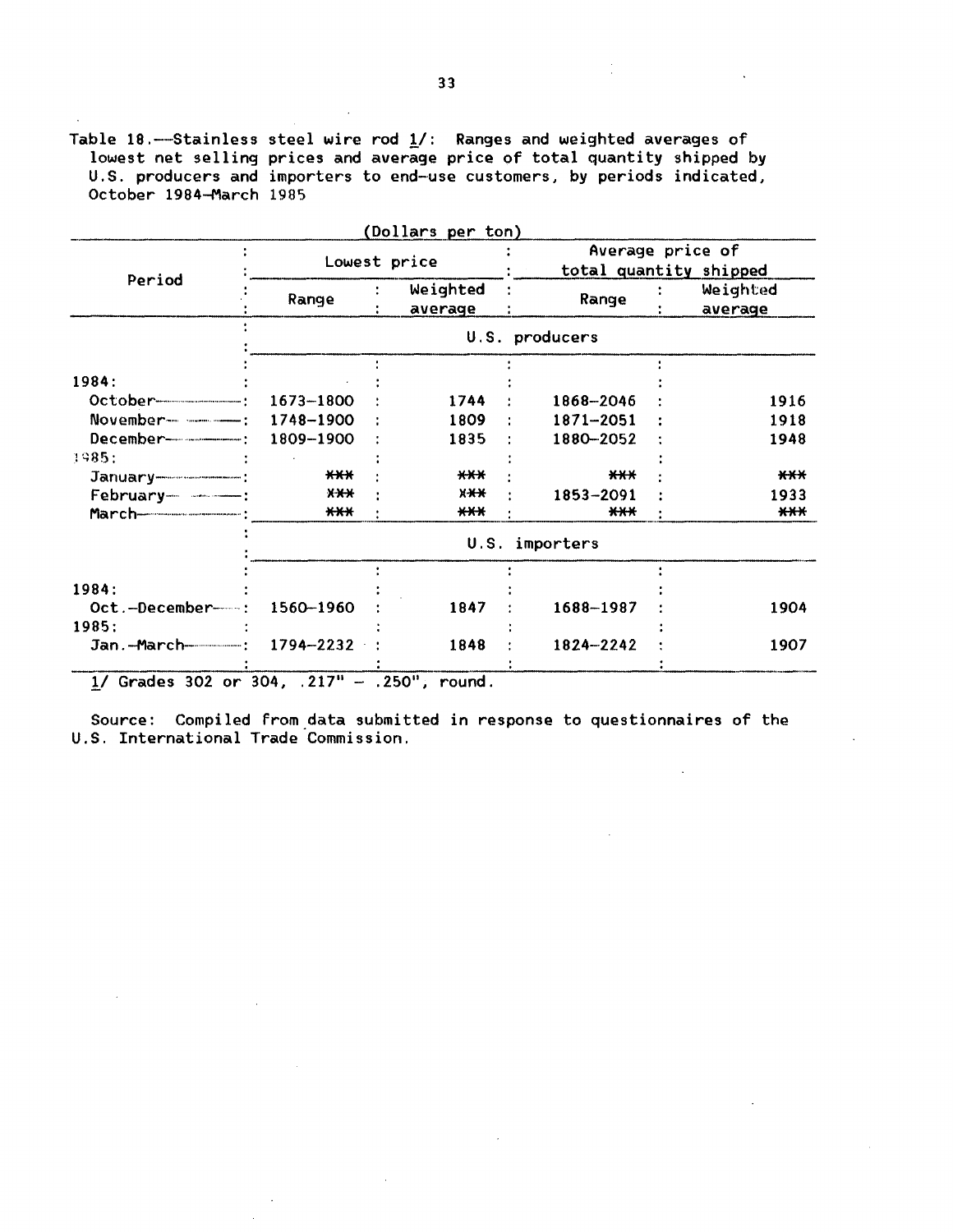Table 18.—Stainless steel wire rod 1/: Ranges and weighted averages of lowest net selling prices and average price of total quantity shipped by U.S. producers and importers to end-use customers, by periods indicated, October 1984–March 1985

(Dollars per ton)

| Period | Lowest price | | Average price of total quantity shipped | |
|---|---|---|---|---|
| | Range | Weighted average | Range | Weighted average |
| | U.S. producers | | | |
| 1984: | | | | |
| October | 1673–1800 | 1744 | 1868–2046 | 1916 |
| November | 1748–1900 | 1809 | 1871–2051 | 1918 |
| December | 1809–1900 | 1835 | 1880–2052 | 1948 |
| 1985: | | | | |
| January | *** | *** | *** | *** |
| February | *** | *** | 1853–2091 | 1933 |
| March | *** | *** | *** | *** |
| | U.S. importers | | | |
| 1984: | | | | |
| Oct.–December | 1560–1960 | 1847 | 1688–1987 | 1904 |
| 1985: | | | | |
| Jan.–March | 1794–2232 | 1848 | 1824–2242 | 1907 |

1/ Grades 302 or 304, .217" – .250", round.

Source: Compiled from data submitted in response to questionnaires of the U.S. International Trade Commission.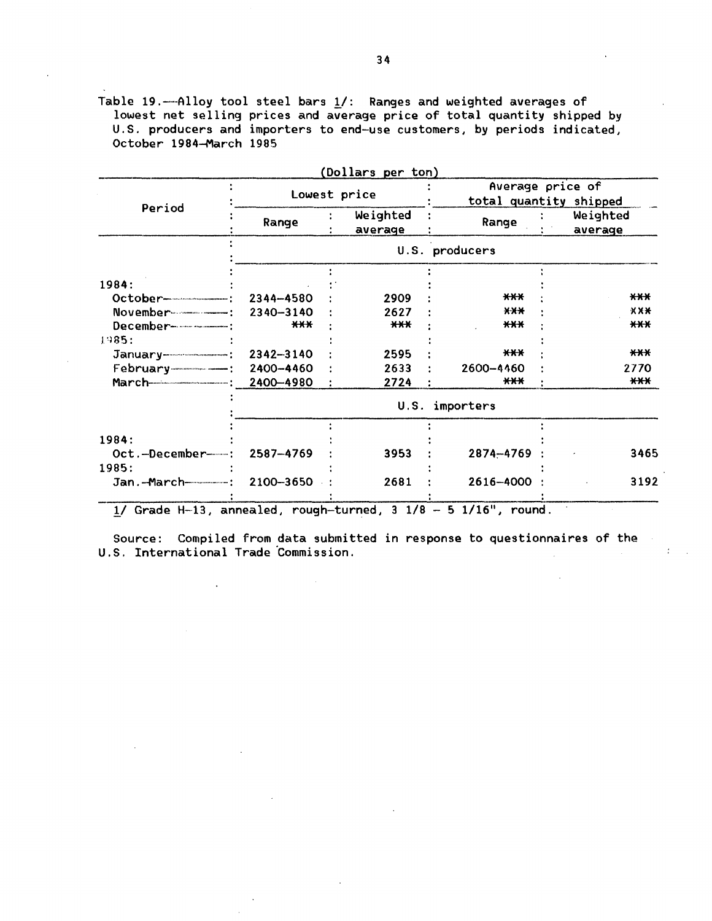Table 19.—Alloy tool steel bars 1/: Ranges and weighted averages of lowest net selling prices and average price of total quantity shipped by U.S. producers and importers to end-use customers, by periods indicated, October 1984–March 1985

(Dollars per ton)

| Period | Lowest price | | Average price of total quantity shipped | |
|---|---|---|---|---|
| | Range | Weighted average | Range | Weighted average |
| | U.S. producers | | | |
| 1984: | | | | |
| October | 2344–4580 | 2909 | *** | *** |
| November | 2340–3140 | 2627 | *** | *** |
| December | *** | *** | *** | *** |
| 1985: | | | | |
| January | 2342–3140 | 2595 | *** | *** |
| February | 2400–4460 | 2633 | 2600–4460 | 2770 |
| March | 2400–4980 | 2724 | *** | *** |
| | U.S. importers | | | |
| 1984: | | | | |
| Oct.–December | 2587–4769 | 3953 | 2874–4769 | 3465 |
| 1985: | | | | |
| Jan.–March | 2100–3650 | 2681 | 2616–4000 | 3192 |

1/ Grade H-13, annealed, rough-turned, 3 1/8 – 5 1/16", round.

Source: Compiled from data submitted in response to questionnaires of the U.S. International Trade Commission.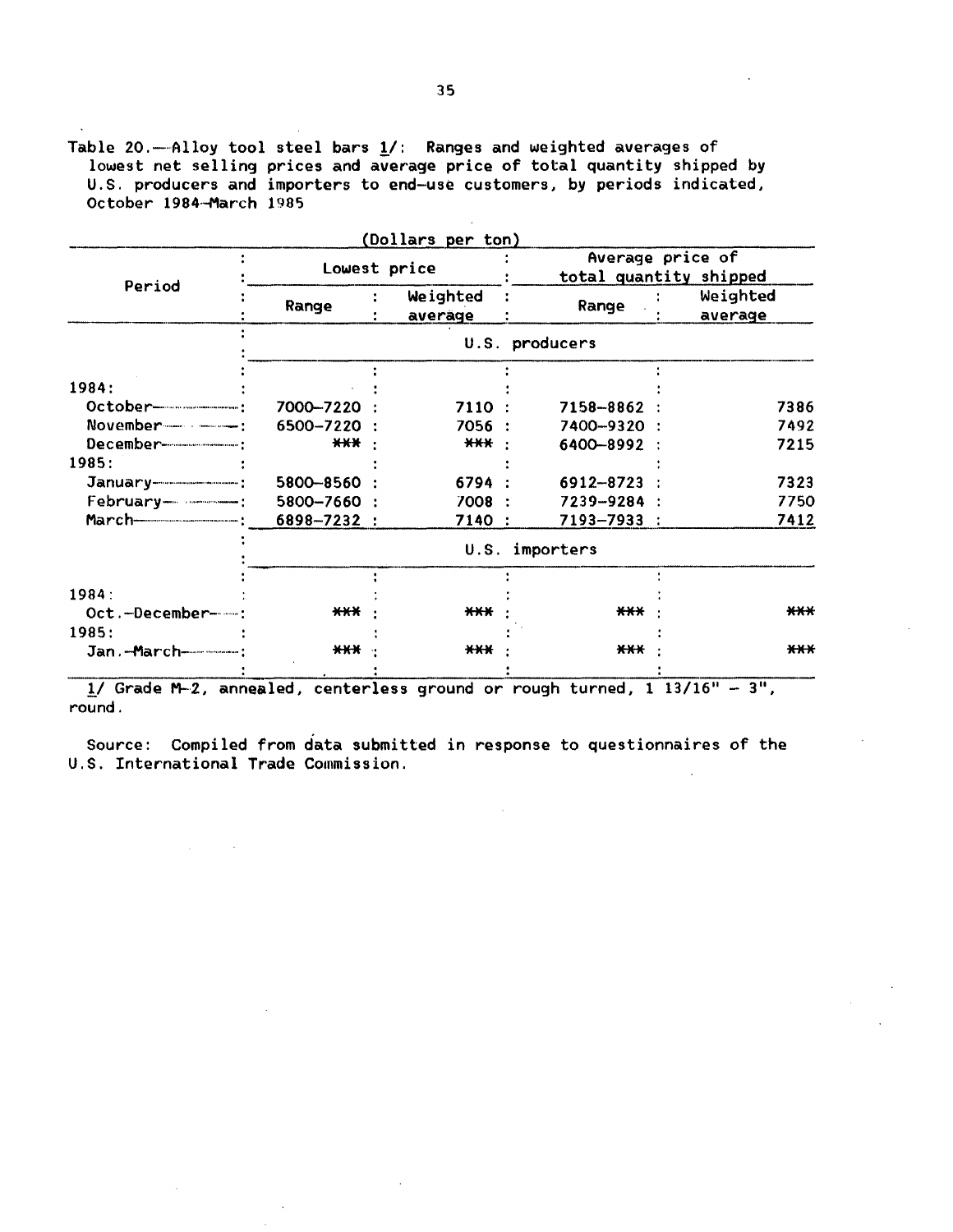Table 20.—Alloy tool steel bars 1/: Ranges and weighted averages of lowest net selling prices and average price of total quantity shipped by U.S. producers and importers to end-use customers, by periods indicated, October 1984–March 1985

(Dollars per ton)

| Period | Lowest price | | Average price of total quantity shipped | |
|---|---|---|---|---|
| | Range | Weighted average | Range | Weighted average |
| | U.S. producers | | | |
| 1984: | | | | |
| October | 7000–7220 | 7110 | 7158–8862 | 7386 |
| November | 6500–7220 | 7056 | 7400–9320 | 7492 |
| December | *** | *** | 6400–8992 | 7215 |
| 1985: | | | | |
| January | 5800–8560 | 6794 | 6912–8723 | 7323 |
| February | 5800–7660 | 7008 | 7239–9284 | 7750 |
| March | 6898–7232 | 7140 | 7193–7933 | 7412 |
| | U.S. importers | | | |
| 1984: | | | | |
| Oct.–December | *** | *** | *** | *** |
| 1985: | | | | |
| Jan.–March | *** | *** | *** | *** |

1/ Grade M-2, annealed, centerless ground or rough turned, 1 13/16" – 3", round.

Source: Compiled from data submitted in response to questionnaires of the U.S. International Trade Commission.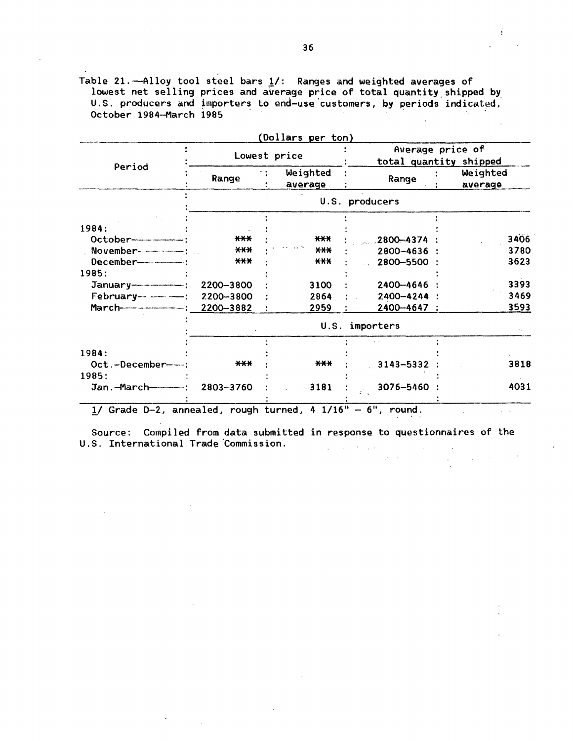Table 21.—Alloy tool steel bars 1/: Ranges and weighted averages of lowest net selling prices and average price of total quantity shipped by U.S. producers and importers to end-use customers, by periods indicated, October 1984–March 1985

(Dollars per ton)

| Period | Lowest price | | Average price of total quantity shipped | |
|---|---|---|---|---|
| | Range | Weighted average | Range | Weighted average |
| | U.S. producers | | | |
| 1984: | | | | |
| October | *** | *** | 2800–4374 | 3406 |
| November | *** | *** | 2800–4636 | 3780 |
| December | *** | *** | 2800–5500 | 3623 |
| 1985: | | | | |
| January | 2200–3800 | 3100 | 2400–4646 | 3393 |
| February | 2200–3800 | 2864 | 2400–4244 | 3469 |
| March | 2200–3882 | 2959 | 2400–4647 | 3593 |
| | U.S. importers | | | |
| 1984: | | | | |
| Oct.–December | *** | *** | 3143–5332 | 3818 |
| 1985: | | | | |
| Jan.–March | 2803–3760 | 3181 | 3076–5460 | 4031 |

1/ Grade D-2, annealed, rough turned, 4 1/16" – 6", round.

Source: Compiled from data submitted in response to questionnaires of the U.S. International Trade Commission.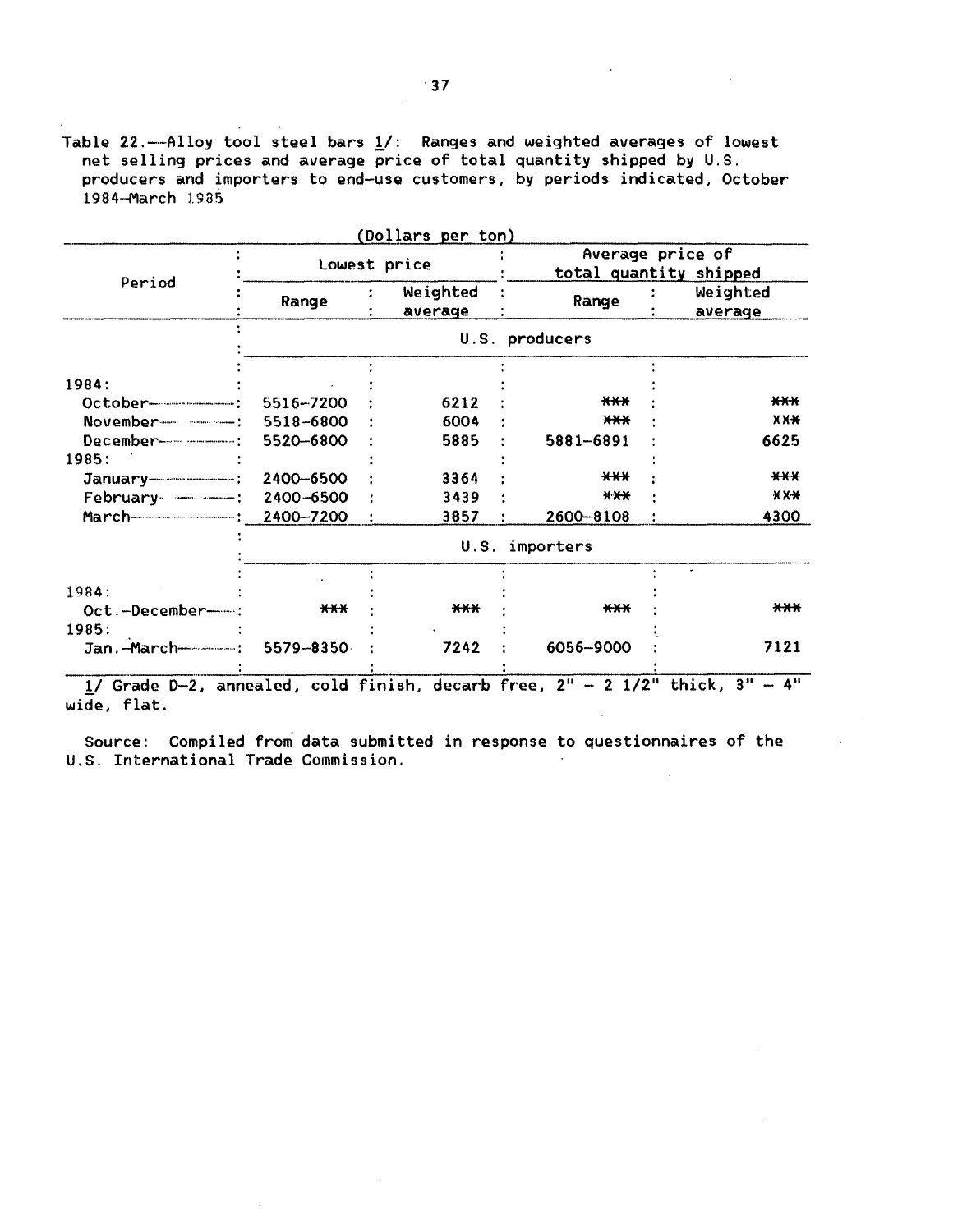Table 22.--Alloy tool steel bars 1/: Ranges and weighted averages of lowest net selling prices and average price of total quantity shipped by U.S. producers and importers to end-use customers, by periods indicated, October 1984-March 1985

(Dollars per ton)

| Period | Lowest price | | Average price of total quantity shipped | |
|---|---|---|---|---|
| | Range | Weighted average | Range | Weighted average |
| | U.S. producers | | | |
| 1984: | | | | |
| October | 5516-7200 | 6212 | *** | *** |
| November | 5518-6800 | 6004 | *** | *** |
| December | 5520-6800 | 5885 | 5881-6891 | 6625 |
| 1985: | | | | |
| January | 2400-6500 | 3364 | *** | *** |
| February | 2400-6500 | 3439 | *** | *** |
| March | 2400-7200 | 3857 | 2600-8108 | 4300 |
| | U.S. importers | | | |
| 1984: | | | | |
| Oct.-December | *** | *** | *** | *** |
| 1985: | | | | |
| Jan.-March | 5579-8350 | 7242 | 6056-9000 | 7121 |

1/ Grade D-2, annealed, cold finish, decarb free, 2" - 2 1/2" thick, 3" - 4" wide, flat.

Source: Compiled from data submitted in response to questionnaires of the U.S. International Trade Commission.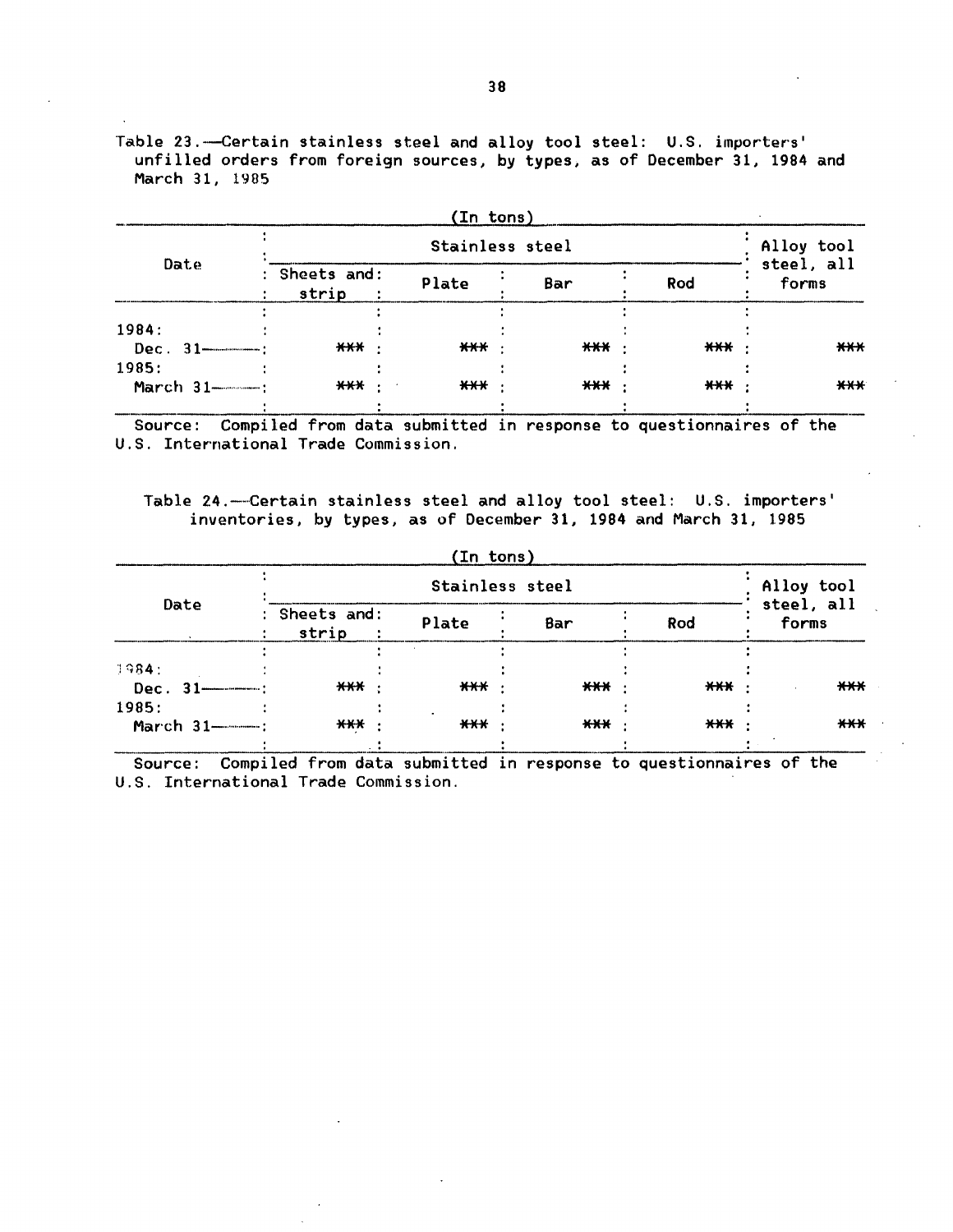Table 23.—Certain stainless steel and alloy tool steel: U.S. importers' unfilled orders from foreign sources, by types, as of December 31, 1984 and March 31, 1985

(In tons)

| Date | Stainless steel | | | | Alloy tool steel, all forms |
|---|---|---|---|---|---|
| | Sheets and strip | Plate | Bar | Rod | |
| 1984: | | | | | |
| Dec. 31 | *** | *** | *** | *** | *** |
| 1985: | | | | | |
| March 31 | *** | *** | *** | *** | *** |

Source: Compiled from data submitted in response to questionnaires of the U.S. International Trade Commission.

Table 24.—Certain stainless steel and alloy tool steel: U.S. importers' inventories, by types, as of December 31, 1984 and March 31, 1985

(In tons)

| Date | Stainless steel | | | | Alloy tool steel, all forms |
|---|---|---|---|---|---|
| | Sheets and strip | Plate | Bar | Rod | |
| 1984: | | | | | |
| Dec. 31 | *** | *** | *** | *** | *** |
| 1985: | | | | | |
| March 31 | *** | *** | *** | *** | *** |

Source: Compiled from data submitted in response to questionnaires of the U.S. International Trade Commission.